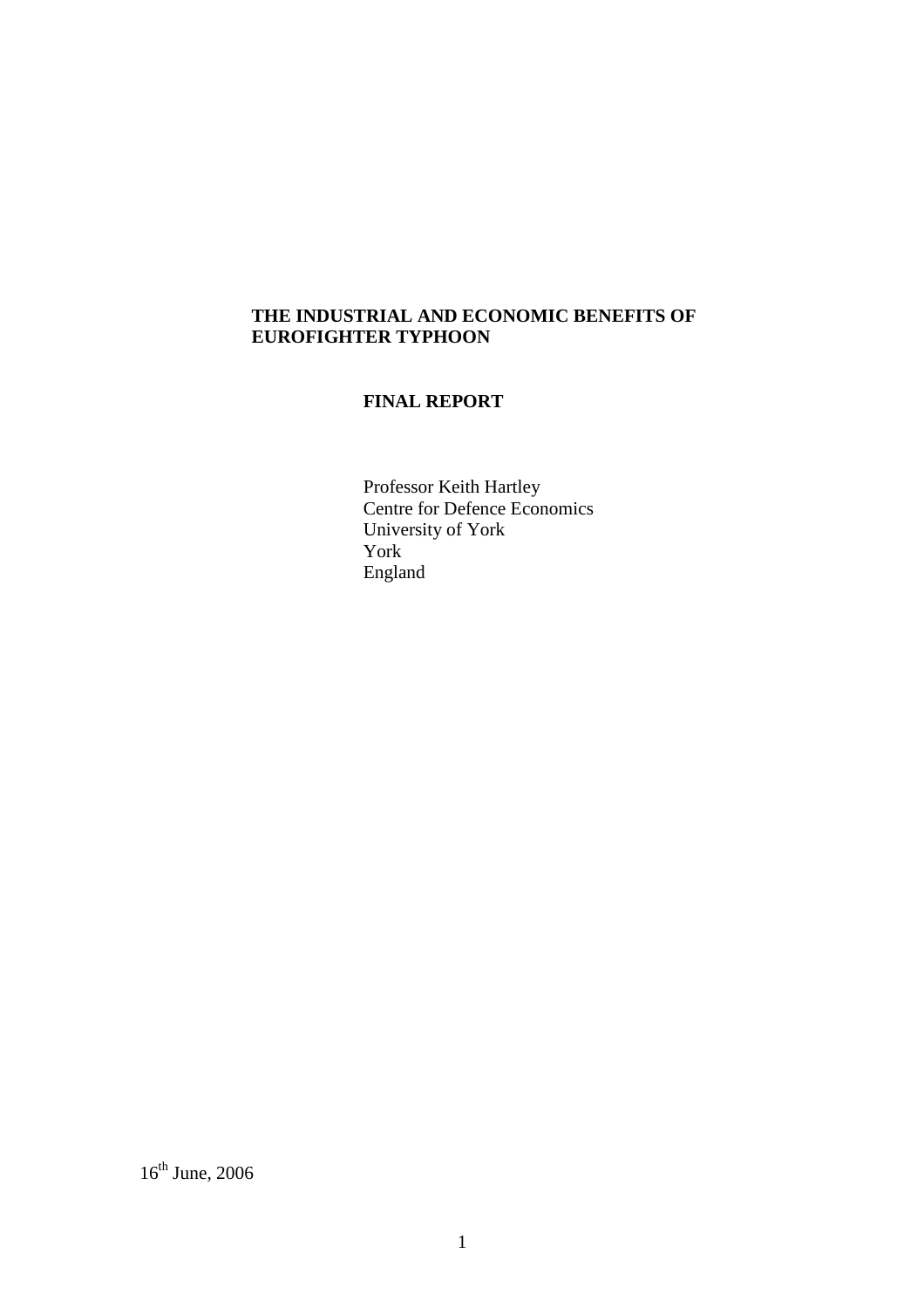# THE INDUSTRIAL AND ECONOMIC BENEFITS OF EUROFIGHTER TYPHOON

## FINAL REPORT

Professor Keith Hartley
Centre for Defence Economics
University of York
York
England

16th June, 2006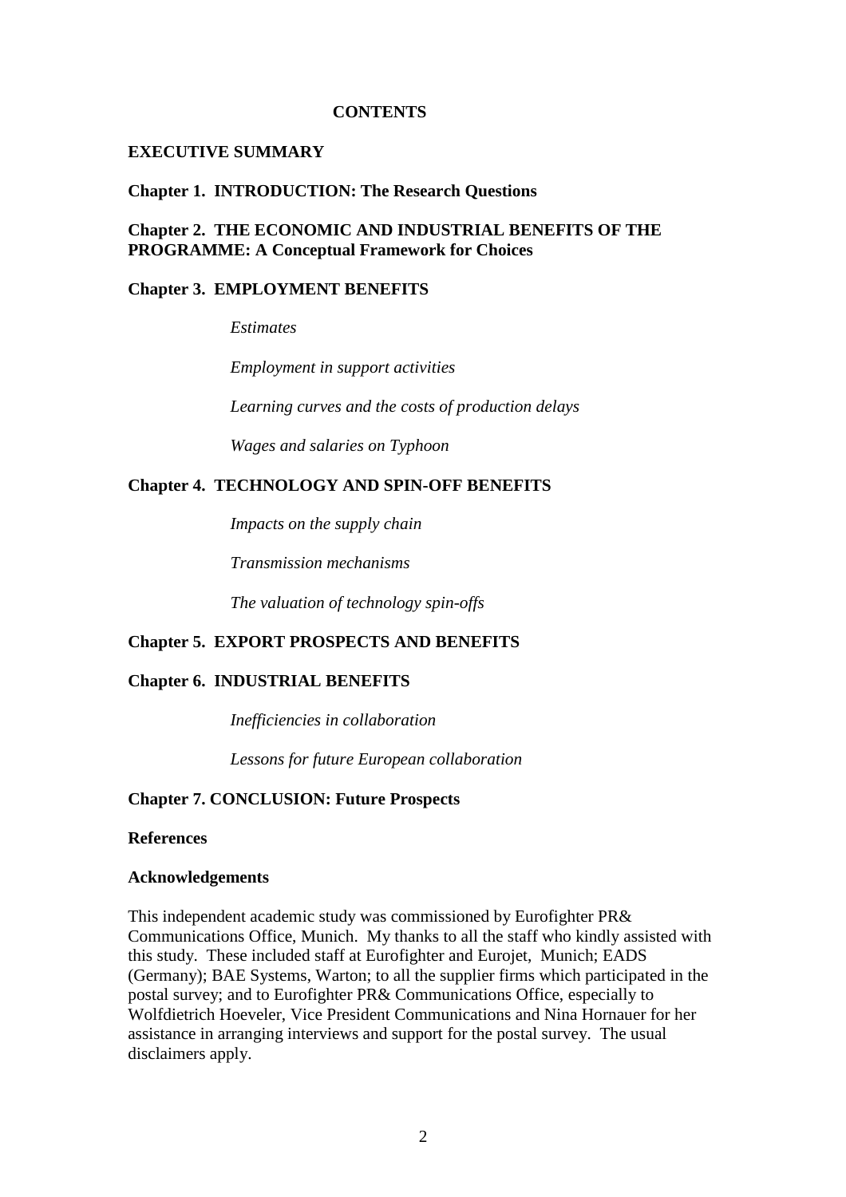# CONTENTS

**EXECUTIVE SUMMARY**

**Chapter 1. INTRODUCTION: The Research Questions**

**Chapter 2. THE ECONOMIC AND INDUSTRIAL BENEFITS OF THE PROGRAMME: A Conceptual Framework for Choices**

**Chapter 3. EMPLOYMENT BENEFITS**

*Estimates*

*Employment in support activities*

*Learning curves and the costs of production delays*

*Wages and salaries on Typhoon*

**Chapter 4. TECHNOLOGY AND SPIN-OFF BENEFITS**

*Impacts on the supply chain*

*Transmission mechanisms*

*The valuation of technology spin-offs*

**Chapter 5. EXPORT PROSPECTS AND BENEFITS**

**Chapter 6. INDUSTRIAL BENEFITS**

*Inefficiencies in collaboration*

*Lessons for future European collaboration*

**Chapter 7. CONCLUSION: Future Prospects**

**References**

**Acknowledgements**

This independent academic study was commissioned by Eurofighter PR& Communications Office, Munich. My thanks to all the staff who kindly assisted with this study. These included staff at Eurofighter and Eurojet, Munich; EADS (Germany); BAE Systems, Warton; to all the supplier firms which participated in the postal survey; and to Eurofighter PR& Communications Office, especially to Wolfdietrich Hoeveler, Vice President Communications and Nina Hornauer for her assistance in arranging interviews and support for the postal survey. The usual disclaimers apply.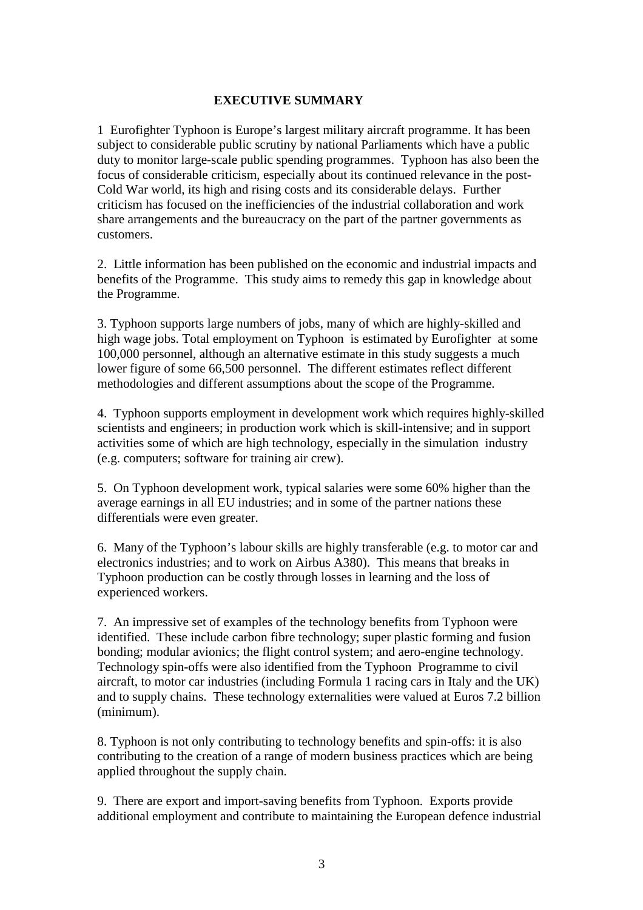## EXECUTIVE SUMMARY

1 Eurofighter Typhoon is Europe's largest military aircraft programme. It has been subject to considerable public scrutiny by national Parliaments which have a public duty to monitor large-scale public spending programmes. Typhoon has also been the focus of considerable criticism, especially about its continued relevance in the post-Cold War world, its high and rising costs and its considerable delays. Further criticism has focused on the inefficiencies of the industrial collaboration and work share arrangements and the bureaucracy on the part of the partner governments as customers.

2. Little information has been published on the economic and industrial impacts and benefits of the Programme. This study aims to remedy this gap in knowledge about the Programme.

3. Typhoon supports large numbers of jobs, many of which are highly-skilled and high wage jobs. Total employment on Typhoon is estimated by Eurofighter at some 100,000 personnel, although an alternative estimate in this study suggests a much lower figure of some 66,500 personnel. The different estimates reflect different methodologies and different assumptions about the scope of the Programme.

4. Typhoon supports employment in development work which requires highly-skilled scientists and engineers; in production work which is skill-intensive; and in support activities some of which are high technology, especially in the simulation industry (e.g. computers; software for training air crew).

5. On Typhoon development work, typical salaries were some 60% higher than the average earnings in all EU industries; and in some of the partner nations these differentials were even greater.

6. Many of the Typhoon's labour skills are highly transferable (e.g. to motor car and electronics industries; and to work on Airbus A380). This means that breaks in Typhoon production can be costly through losses in learning and the loss of experienced workers.

7. An impressive set of examples of the technology benefits from Typhoon were identified. These include carbon fibre technology; super plastic forming and fusion bonding; modular avionics; the flight control system; and aero-engine technology. Technology spin-offs were also identified from the Typhoon Programme to civil aircraft, to motor car industries (including Formula 1 racing cars in Italy and the UK) and to supply chains. These technology externalities were valued at Euros 7.2 billion (minimum).

8. Typhoon is not only contributing to technology benefits and spin-offs: it is also contributing to the creation of a range of modern business practices which are being applied throughout the supply chain.

9. There are export and import-saving benefits from Typhoon. Exports provide additional employment and contribute to maintaining the European defence industrial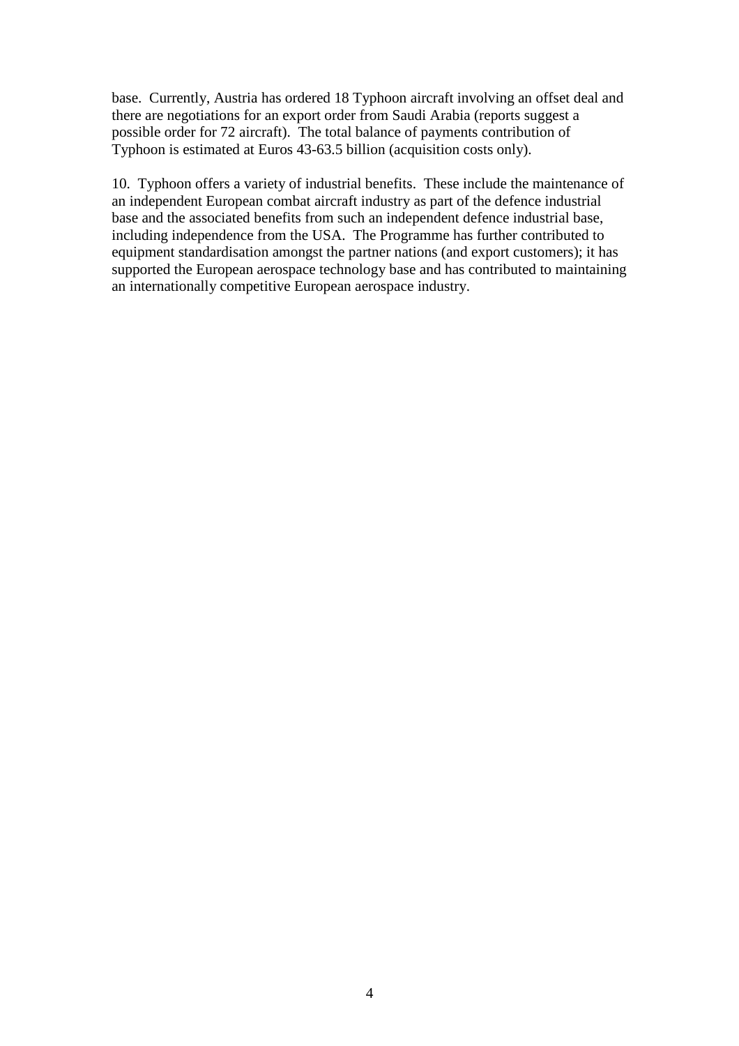base. Currently, Austria has ordered 18 Typhoon aircraft involving an offset deal and there are negotiations for an export order from Saudi Arabia (reports suggest a possible order for 72 aircraft). The total balance of payments contribution of Typhoon is estimated at Euros 43-63.5 billion (acquisition costs only).

10. Typhoon offers a variety of industrial benefits. These include the maintenance of an independent European combat aircraft industry as part of the defence industrial base and the associated benefits from such an independent defence industrial base, including independence from the USA. The Programme has further contributed to equipment standardisation amongst the partner nations (and export customers); it has supported the European aerospace technology base and has contributed to maintaining an internationally competitive European aerospace industry.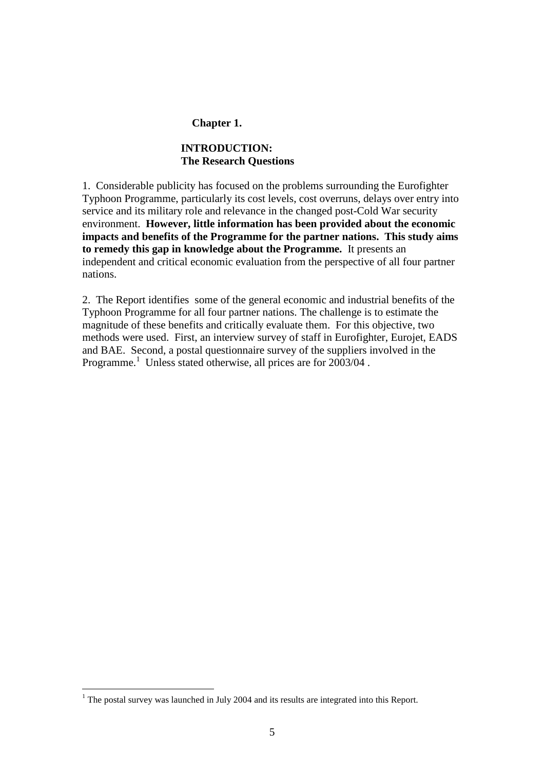# Chapter 1.

## INTRODUCTION: The Research Questions

1. Considerable publicity has focused on the problems surrounding the Eurofighter Typhoon Programme, particularly its cost levels, cost overruns, delays over entry into service and its military role and relevance in the changed post-Cold War security environment. **However, little information has been provided about the economic impacts and benefits of the Programme for the partner nations. This study aims to remedy this gap in knowledge about the Programme.** It presents an independent and critical economic evaluation from the perspective of all four partner nations.

2. The Report identifies some of the general economic and industrial benefits of the Typhoon Programme for all four partner nations. The challenge is to estimate the magnitude of these benefits and critically evaluate them. For this objective, two methods were used. First, an interview survey of staff in Eurofighter, Eurojet, EADS and BAE. Second, a postal questionnaire survey of the suppliers involved in the Programme.[1] Unless stated otherwise, all prices are for 2003/04 .

[1] The postal survey was launched in July 2004 and its results are integrated into this Report.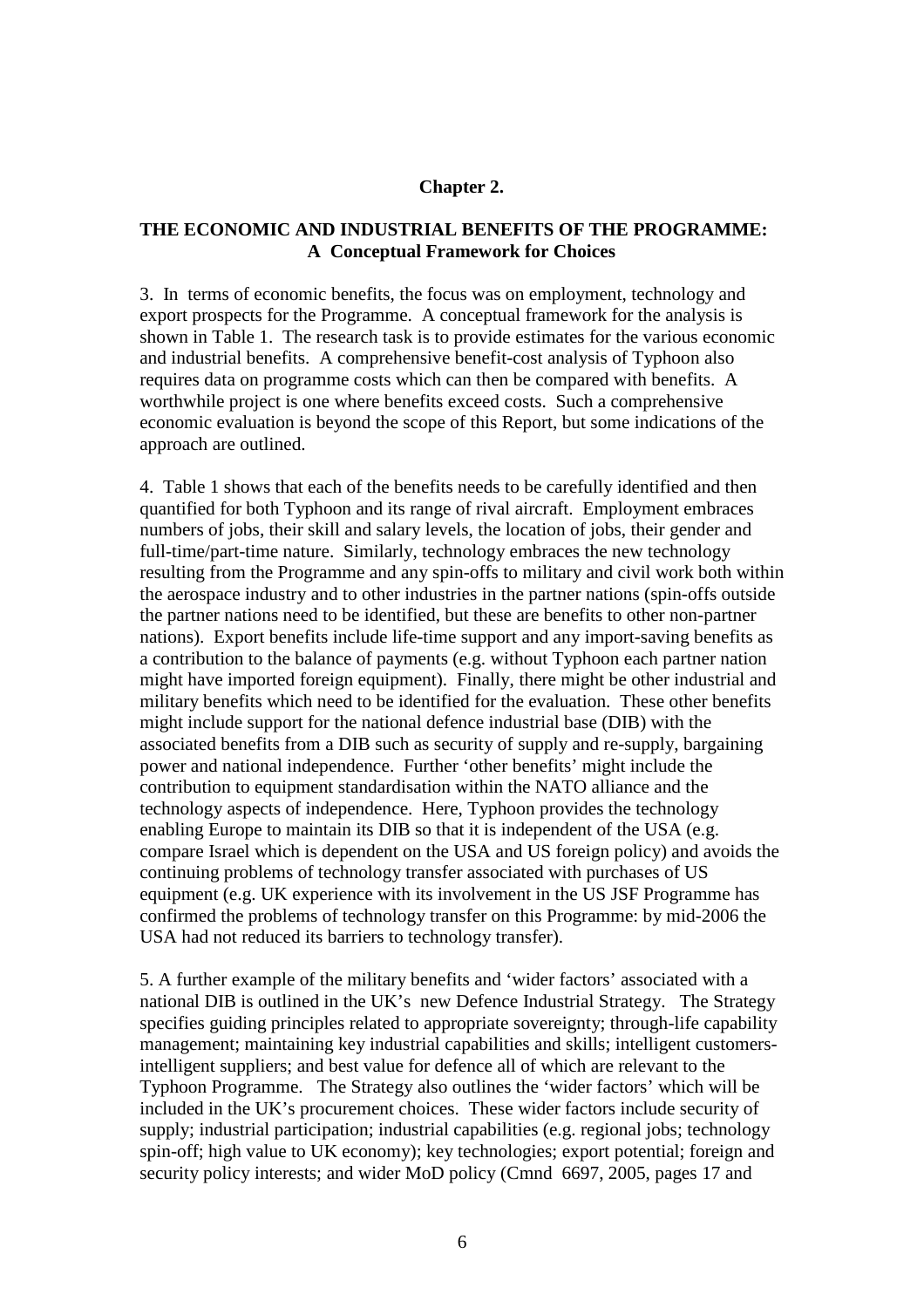**Chapter 2.**

## THE ECONOMIC AND INDUSTRIAL BENEFITS OF THE PROGRAMME: A Conceptual Framework for Choices

3. In terms of economic benefits, the focus was on employment, technology and export prospects for the Programme. A conceptual framework for the analysis is shown in Table 1. The research task is to provide estimates for the various economic and industrial benefits. A comprehensive benefit-cost analysis of Typhoon also requires data on programme costs which can then be compared with benefits. A worthwhile project is one where benefits exceed costs. Such a comprehensive economic evaluation is beyond the scope of this Report, but some indications of the approach are outlined.

4. Table 1 shows that each of the benefits needs to be carefully identified and then quantified for both Typhoon and its range of rival aircraft. Employment embraces numbers of jobs, their skill and salary levels, the location of jobs, their gender and full-time/part-time nature. Similarly, technology embraces the new technology resulting from the Programme and any spin-offs to military and civil work both within the aerospace industry and to other industries in the partner nations (spin-offs outside the partner nations need to be identified, but these are benefits to other non-partner nations). Export benefits include life-time support and any import-saving benefits as a contribution to the balance of payments (e.g. without Typhoon each partner nation might have imported foreign equipment). Finally, there might be other industrial and military benefits which need to be identified for the evaluation. These other benefits might include support for the national defence industrial base (DIB) with the associated benefits from a DIB such as security of supply and re-supply, bargaining power and national independence. Further 'other benefits' might include the contribution to equipment standardisation within the NATO alliance and the technology aspects of independence. Here, Typhoon provides the technology enabling Europe to maintain its DIB so that it is independent of the USA (e.g. compare Israel which is dependent on the USA and US foreign policy) and avoids the continuing problems of technology transfer associated with purchases of US equipment (e.g. UK experience with its involvement in the US JSF Programme has confirmed the problems of technology transfer on this Programme: by mid-2006 the USA had not reduced its barriers to technology transfer).

5. A further example of the military benefits and 'wider factors' associated with a national DIB is outlined in the UK's new Defence Industrial Strategy. The Strategy specifies guiding principles related to appropriate sovereignty; through-life capability management; maintaining key industrial capabilities and skills; intelligent customers-intelligent suppliers; and best value for defence all of which are relevant to the Typhoon Programme. The Strategy also outlines the 'wider factors' which will be included in the UK's procurement choices. These wider factors include security of supply; industrial participation; industrial capabilities (e.g. regional jobs; technology spin-off; high value to UK economy); key technologies; export potential; foreign and security policy interests; and wider MoD policy (Cmnd 6697, 2005, pages 17 and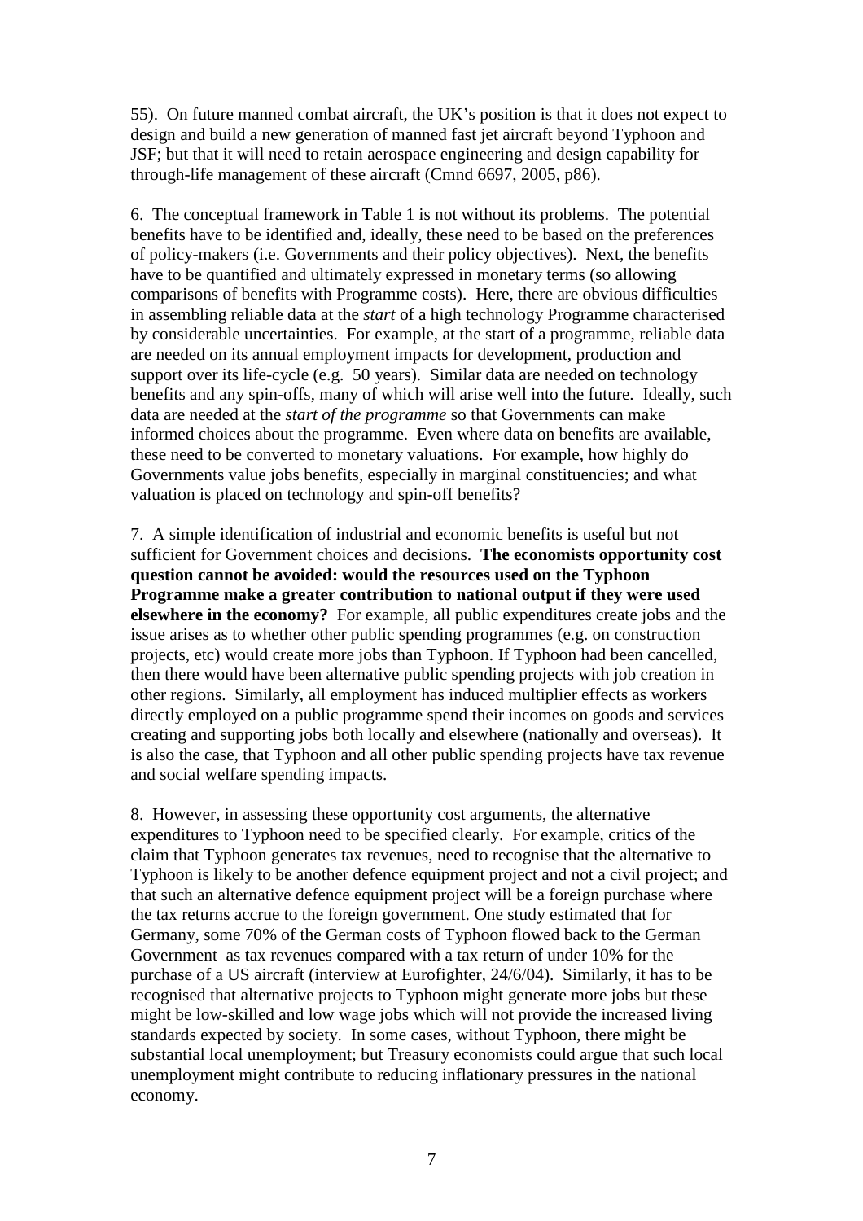55). On future manned combat aircraft, the UK's position is that it does not expect to design and build a new generation of manned fast jet aircraft beyond Typhoon and JSF; but that it will need to retain aerospace engineering and design capability for through-life management of these aircraft (Cmnd 6697, 2005, p86).

6. The conceptual framework in Table 1 is not without its problems. The potential benefits have to be identified and, ideally, these need to be based on the preferences of policy-makers (i.e. Governments and their policy objectives). Next, the benefits have to be quantified and ultimately expressed in monetary terms (so allowing comparisons of benefits with Programme costs). Here, there are obvious difficulties in assembling reliable data at the *start* of a high technology Programme characterised by considerable uncertainties. For example, at the start of a programme, reliable data are needed on its annual employment impacts for development, production and support over its life-cycle (e.g. 50 years). Similar data are needed on technology benefits and any spin-offs, many of which will arise well into the future. Ideally, such data are needed at the *start of the programme* so that Governments can make informed choices about the programme. Even where data on benefits are available, these need to be converted to monetary valuations. For example, how highly do Governments value jobs benefits, especially in marginal constituencies; and what valuation is placed on technology and spin-off benefits?

7. A simple identification of industrial and economic benefits is useful but not sufficient for Government choices and decisions. **The economists opportunity cost question cannot be avoided: would the resources used on the Typhoon Programme make a greater contribution to national output if they were used elsewhere in the economy?** For example, all public expenditures create jobs and the issue arises as to whether other public spending programmes (e.g. on construction projects, etc) would create more jobs than Typhoon. If Typhoon had been cancelled, then there would have been alternative public spending projects with job creation in other regions. Similarly, all employment has induced multiplier effects as workers directly employed on a public programme spend their incomes on goods and services creating and supporting jobs both locally and elsewhere (nationally and overseas). It is also the case, that Typhoon and all other public spending projects have tax revenue and social welfare spending impacts.

8. However, in assessing these opportunity cost arguments, the alternative expenditures to Typhoon need to be specified clearly. For example, critics of the claim that Typhoon generates tax revenues, need to recognise that the alternative to Typhoon is likely to be another defence equipment project and not a civil project; and that such an alternative defence equipment project will be a foreign purchase where the tax returns accrue to the foreign government. One study estimated that for Germany, some 70% of the German costs of Typhoon flowed back to the German Government as tax revenues compared with a tax return of under 10% for the purchase of a US aircraft (interview at Eurofighter, 24/6/04). Similarly, it has to be recognised that alternative projects to Typhoon might generate more jobs but these might be low-skilled and low wage jobs which will not provide the increased living standards expected by society. In some cases, without Typhoon, there might be substantial local unemployment; but Treasury economists could argue that such local unemployment might contribute to reducing inflationary pressures in the national economy.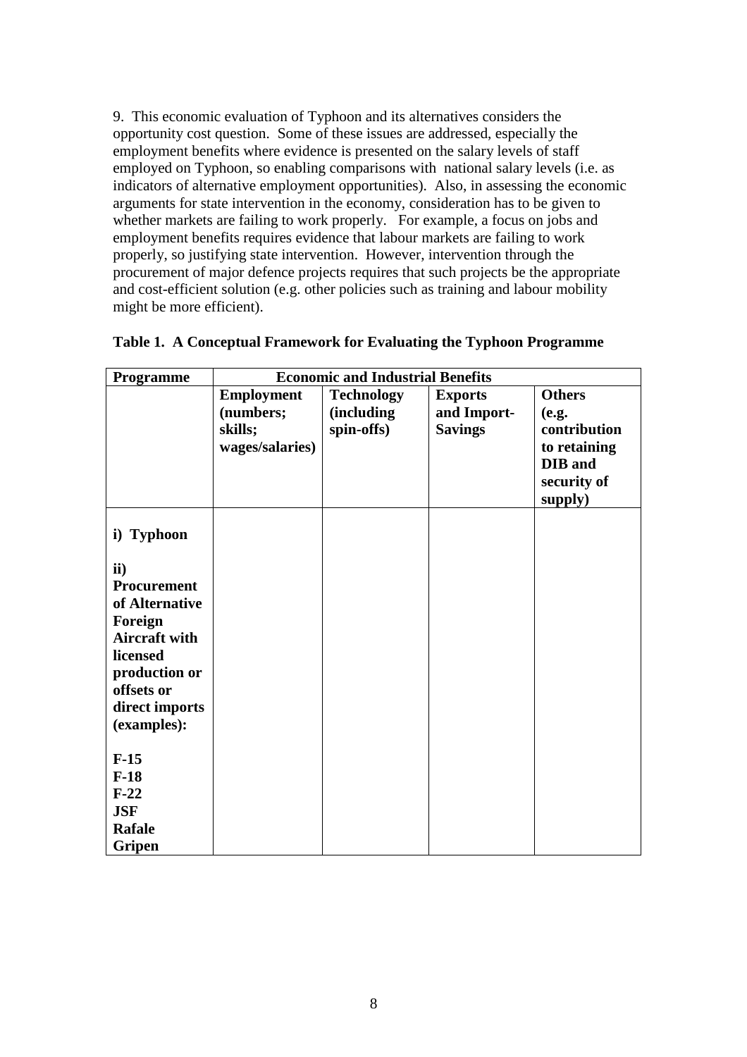9. This economic evaluation of Typhoon and its alternatives considers the opportunity cost question. Some of these issues are addressed, especially the employment benefits where evidence is presented on the salary levels of staff employed on Typhoon, so enabling comparisons with national salary levels (i.e. as indicators of alternative employment opportunities). Also, in assessing the economic arguments for state intervention in the economy, consideration has to be given to whether markets are failing to work properly. For example, a focus on jobs and employment benefits requires evidence that labour markets are failing to work properly, so justifying state intervention. However, intervention through the procurement of major defence projects requires that such projects be the appropriate and cost-efficient solution (e.g. other policies such as training and labour mobility might be more efficient).

**Table 1. A Conceptual Framework for Evaluating the Typhoon Programme**

| **Programme** | **Economic and Industrial Benefits** | | | |
|---|---|---|---|---|
| | **Employment (numbers; skills; wages/salaries)** | **Technology (including spin-offs)** | **Exports and Import-Savings** | **Others (e.g. contribution to retaining DIB and security of supply)** |
| **i) Typhoon** | | | | |
| **ii) Procurement of Alternative Foreign Aircraft with licensed production or offsets or direct imports (examples):** | | | | |
| **F-15** | | | | |
| **F-18** | | | | |
| **F-22** | | | | |
| **JSF** | | | | |
| **Rafale** | | | | |
| **Gripen** | | | | |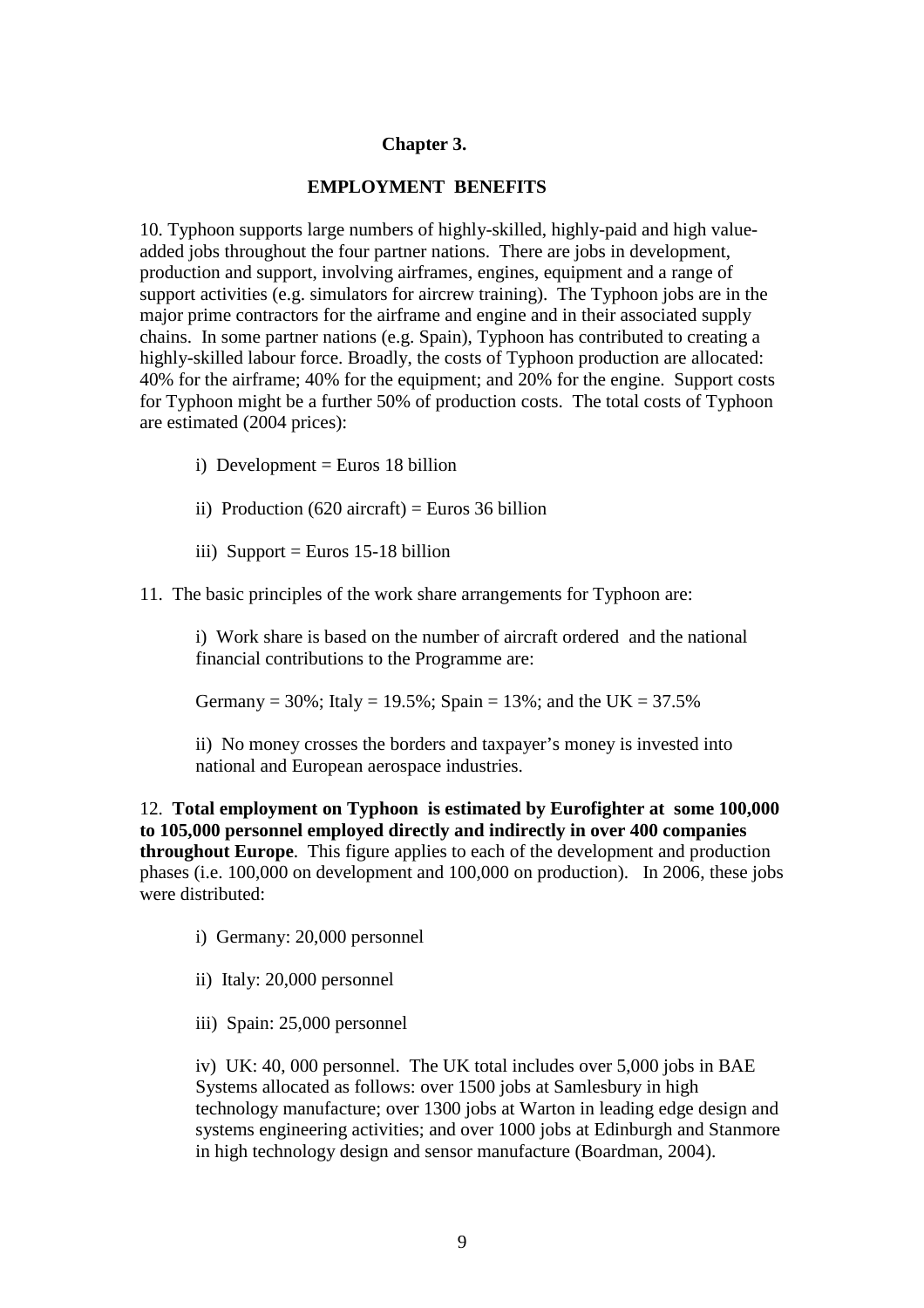## Chapter 3.

## EMPLOYMENT BENEFITS

10. Typhoon supports large numbers of highly-skilled, highly-paid and high value-added jobs throughout the four partner nations. There are jobs in development, production and support, involving airframes, engines, equipment and a range of support activities (e.g. simulators for aircrew training). The Typhoon jobs are in the major prime contractors for the airframe and engine and in their associated supply chains. In some partner nations (e.g. Spain), Typhoon has contributed to creating a highly-skilled labour force. Broadly, the costs of Typhoon production are allocated: 40% for the airframe; 40% for the equipment; and 20% for the engine. Support costs for Typhoon might be a further 50% of production costs. The total costs of Typhoon are estimated (2004 prices):

i) Development = Euros 18 billion

ii) Production (620 aircraft) = Euros 36 billion

iii) Support = Euros 15-18 billion

11. The basic principles of the work share arrangements for Typhoon are:

i) Work share is based on the number of aircraft ordered and the national financial contributions to the Programme are:

Germany = 30%; Italy = 19.5%; Spain = 13%; and the UK = 37.5%

ii) No money crosses the borders and taxpayer's money is invested into national and European aerospace industries.

12. **Total employment on Typhoon is estimated by Eurofighter at some 100,000 to 105,000 personnel employed directly and indirectly in over 400 companies throughout Europe**. This figure applies to each of the development and production phases (i.e. 100,000 on development and 100,000 on production). In 2006, these jobs were distributed:

i) Germany: 20,000 personnel

ii) Italy: 20,000 personnel

iii) Spain: 25,000 personnel

iv) UK: 40, 000 personnel. The UK total includes over 5,000 jobs in BAE Systems allocated as follows: over 1500 jobs at Samlesbury in high technology manufacture; over 1300 jobs at Warton in leading edge design and systems engineering activities; and over 1000 jobs at Edinburgh and Stanmore in high technology design and sensor manufacture (Boardman, 2004).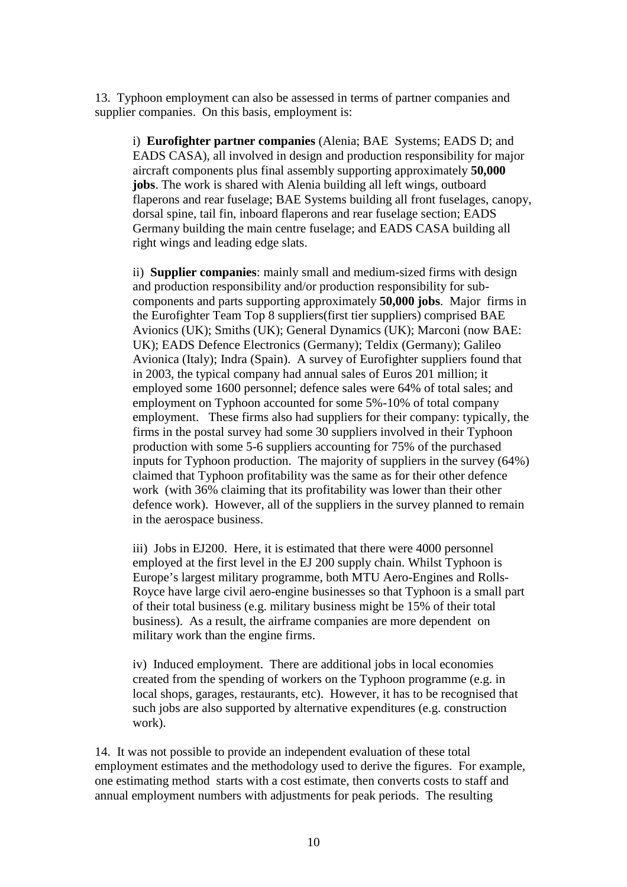13. Typhoon employment can also be assessed in terms of partner companies and supplier companies. On this basis, employment is:

i) **Eurofighter partner companies** (Alenia; BAE Systems; EADS D; and EADS CASA), all involved in design and production responsibility for major aircraft components plus final assembly supporting approximately **50,000 jobs**. The work is shared with Alenia building all left wings, outboard flaperons and rear fuselage; BAE Systems building all front fuselages, canopy, dorsal spine, tail fin, inboard flaperons and rear fuselage section; EADS Germany building the main centre fuselage; and EADS CASA building all right wings and leading edge slats.

ii) **Supplier companies**: mainly small and medium-sized firms with design and production responsibility and/or production responsibility for sub-components and parts supporting approximately **50,000 jobs**. Major firms in the Eurofighter Team Top 8 suppliers(first tier suppliers) comprised BAE Avionics (UK); Smiths (UK); General Dynamics (UK); Marconi (now BAE: UK); EADS Defence Electronics (Germany); Teldix (Germany); Galileo Avionica (Italy); Indra (Spain). A survey of Eurofighter suppliers found that in 2003, the typical company had annual sales of Euros 201 million; it employed some 1600 personnel; defence sales were 64% of total sales; and employment on Typhoon accounted for some 5%-10% of total company employment. These firms also had suppliers for their company: typically, the firms in the postal survey had some 30 suppliers involved in their Typhoon production with some 5-6 suppliers accounting for 75% of the purchased inputs for Typhoon production. The majority of suppliers in the survey (64%) claimed that Typhoon profitability was the same as for their other defence work (with 36% claiming that its profitability was lower than their other defence work). However, all of the suppliers in the survey planned to remain in the aerospace business.

iii) Jobs in EJ200. Here, it is estimated that there were 4000 personnel employed at the first level in the EJ 200 supply chain. Whilst Typhoon is Europe's largest military programme, both MTU Aero-Engines and Rolls-Royce have large civil aero-engine businesses so that Typhoon is a small part of their total business (e.g. military business might be 15% of their total business). As a result, the airframe companies are more dependent on military work than the engine firms.

iv) Induced employment. There are additional jobs in local economies created from the spending of workers on the Typhoon programme (e.g. in local shops, garages, restaurants, etc). However, it has to be recognised that such jobs are also supported by alternative expenditures (e.g. construction work).

14. It was not possible to provide an independent evaluation of these total employment estimates and the methodology used to derive the figures. For example, one estimating method starts with a cost estimate, then converts costs to staff and annual employment numbers with adjustments for peak periods. The resulting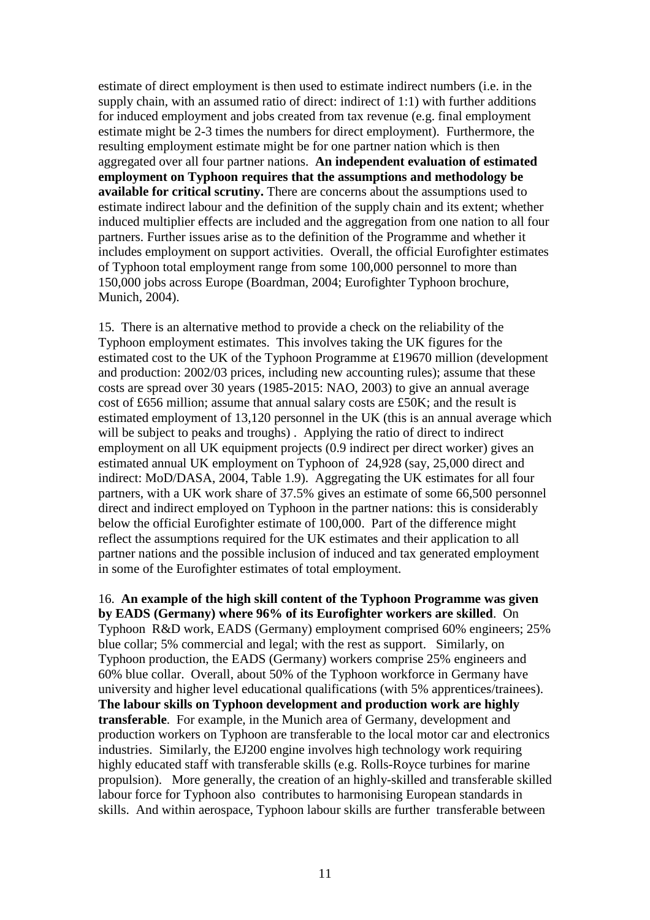estimate of direct employment is then used to estimate indirect numbers (i.e. in the supply chain, with an assumed ratio of direct: indirect of 1:1) with further additions for induced employment and jobs created from tax revenue (e.g. final employment estimate might be 2-3 times the numbers for direct employment). Furthermore, the resulting employment estimate might be for one partner nation which is then aggregated over all four partner nations. **An independent evaluation of estimated employment on Typhoon requires that the assumptions and methodology be available for critical scrutiny.** There are concerns about the assumptions used to estimate indirect labour and the definition of the supply chain and its extent; whether induced multiplier effects are included and the aggregation from one nation to all four partners. Further issues arise as to the definition of the Programme and whether it includes employment on support activities. Overall, the official Eurofighter estimates of Typhoon total employment range from some 100,000 personnel to more than 150,000 jobs across Europe (Boardman, 2004; Eurofighter Typhoon brochure, Munich, 2004).

15. There is an alternative method to provide a check on the reliability of the Typhoon employment estimates. This involves taking the UK figures for the estimated cost to the UK of the Typhoon Programme at £19670 million (development and production: 2002/03 prices, including new accounting rules); assume that these costs are spread over 30 years (1985-2015: NAO, 2003) to give an annual average cost of £656 million; assume that annual salary costs are £50K; and the result is estimated employment of 13,120 personnel in the UK (this is an annual average which will be subject to peaks and troughs) . Applying the ratio of direct to indirect employment on all UK equipment projects (0.9 indirect per direct worker) gives an estimated annual UK employment on Typhoon of 24,928 (say, 25,000 direct and indirect: MoD/DASA, 2004, Table 1.9). Aggregating the UK estimates for all four partners, with a UK work share of 37.5% gives an estimate of some 66,500 personnel direct and indirect employed on Typhoon in the partner nations: this is considerably below the official Eurofighter estimate of 100,000. Part of the difference might reflect the assumptions required for the UK estimates and their application to all partner nations and the possible inclusion of induced and tax generated employment in some of the Eurofighter estimates of total employment.

16. **An example of the high skill content of the Typhoon Programme was given by EADS (Germany) where 96% of its Eurofighter workers are skilled**. On Typhoon R&D work, EADS (Germany) employment comprised 60% engineers; 25% blue collar; 5% commercial and legal; with the rest as support. Similarly, on Typhoon production, the EADS (Germany) workers comprise 25% engineers and 60% blue collar. Overall, about 50% of the Typhoon workforce in Germany have university and higher level educational qualifications (with 5% apprentices/trainees). **The labour skills on Typhoon development and production work are highly transferable**. For example, in the Munich area of Germany, development and production workers on Typhoon are transferable to the local motor car and electronics industries. Similarly, the EJ200 engine involves high technology work requiring highly educated staff with transferable skills (e.g. Rolls-Royce turbines for marine propulsion). More generally, the creation of an highly-skilled and transferable skilled labour force for Typhoon also contributes to harmonising European standards in skills. And within aerospace, Typhoon labour skills are further transferable between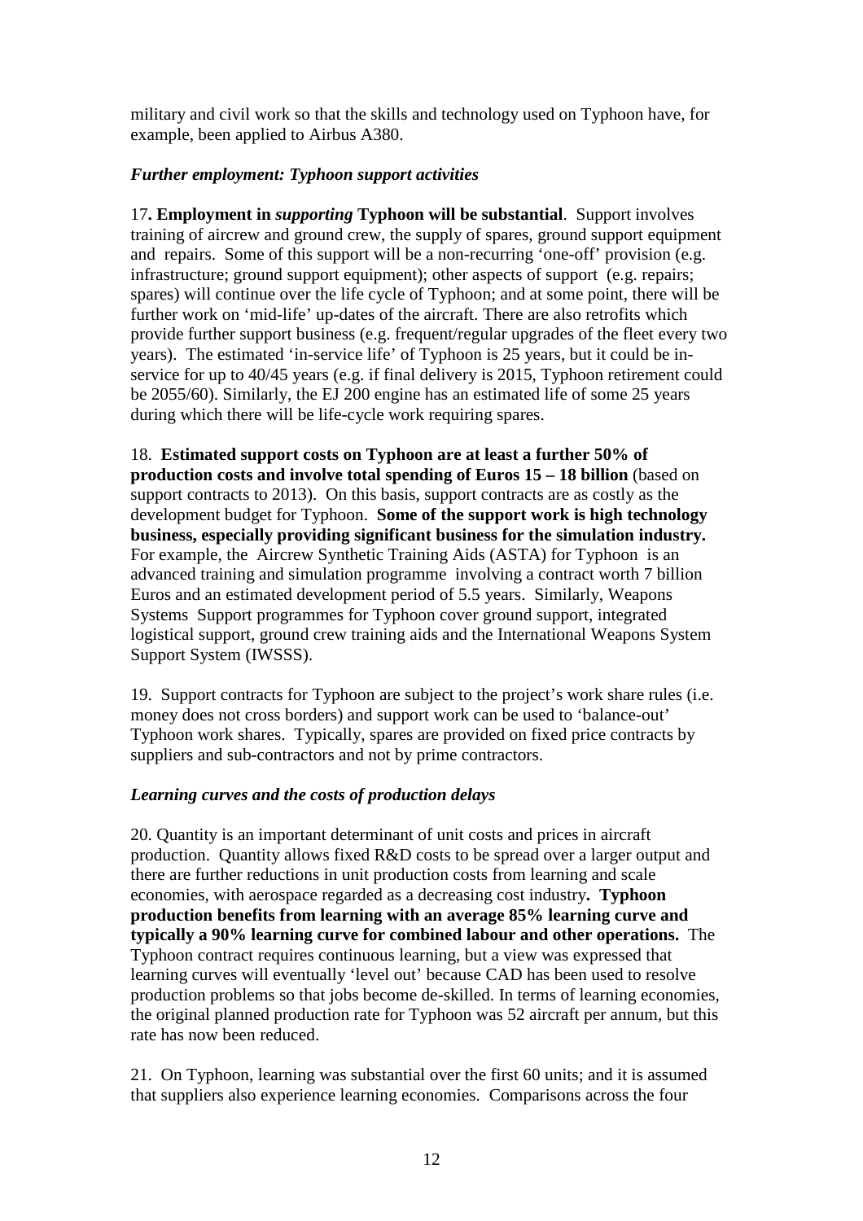military and civil work so that the skills and technology used on Typhoon have, for example, been applied to Airbus A380.

### *Further employment: Typhoon support activities*

17**. Employment in *supporting* Typhoon will be substantial**. Support involves training of aircrew and ground crew, the supply of spares, ground support equipment and repairs. Some of this support will be a non-recurring 'one-off' provision (e.g. infrastructure; ground support equipment); other aspects of support (e.g. repairs; spares) will continue over the life cycle of Typhoon; and at some point, there will be further work on 'mid-life' up-dates of the aircraft. There are also retrofits which provide further support business (e.g. frequent/regular upgrades of the fleet every two years). The estimated 'in-service life' of Typhoon is 25 years, but it could be in-service for up to 40/45 years (e.g. if final delivery is 2015, Typhoon retirement could be 2055/60). Similarly, the EJ 200 engine has an estimated life of some 25 years during which there will be life-cycle work requiring spares.

18. **Estimated support costs on Typhoon are at least a further 50% of production costs and involve total spending of Euros 15 – 18 billion** (based on support contracts to 2013). On this basis, support contracts are as costly as the development budget for Typhoon. **Some of the support work is high technology business, especially providing significant business for the simulation industry.** For example, the Aircrew Synthetic Training Aids (ASTA) for Typhoon is an advanced training and simulation programme involving a contract worth 7 billion Euros and an estimated development period of 5.5 years. Similarly, Weapons Systems Support programmes for Typhoon cover ground support, integrated logistical support, ground crew training aids and the International Weapons System Support System (IWSSS).

19. Support contracts for Typhoon are subject to the project's work share rules (i.e. money does not cross borders) and support work can be used to 'balance-out' Typhoon work shares. Typically, spares are provided on fixed price contracts by suppliers and sub-contractors and not by prime contractors.

### *Learning curves and the costs of production delays*

20. Quantity is an important determinant of unit costs and prices in aircraft production. Quantity allows fixed R&D costs to be spread over a larger output and there are further reductions in unit production costs from learning and scale economies, with aerospace regarded as a decreasing cost industry**. Typhoon production benefits from learning with an average 85% learning curve and typically a 90% learning curve for combined labour and other operations.** The Typhoon contract requires continuous learning, but a view was expressed that learning curves will eventually 'level out' because CAD has been used to resolve production problems so that jobs become de-skilled. In terms of learning economies, the original planned production rate for Typhoon was 52 aircraft per annum, but this rate has now been reduced.

21. On Typhoon, learning was substantial over the first 60 units; and it is assumed that suppliers also experience learning economies. Comparisons across the four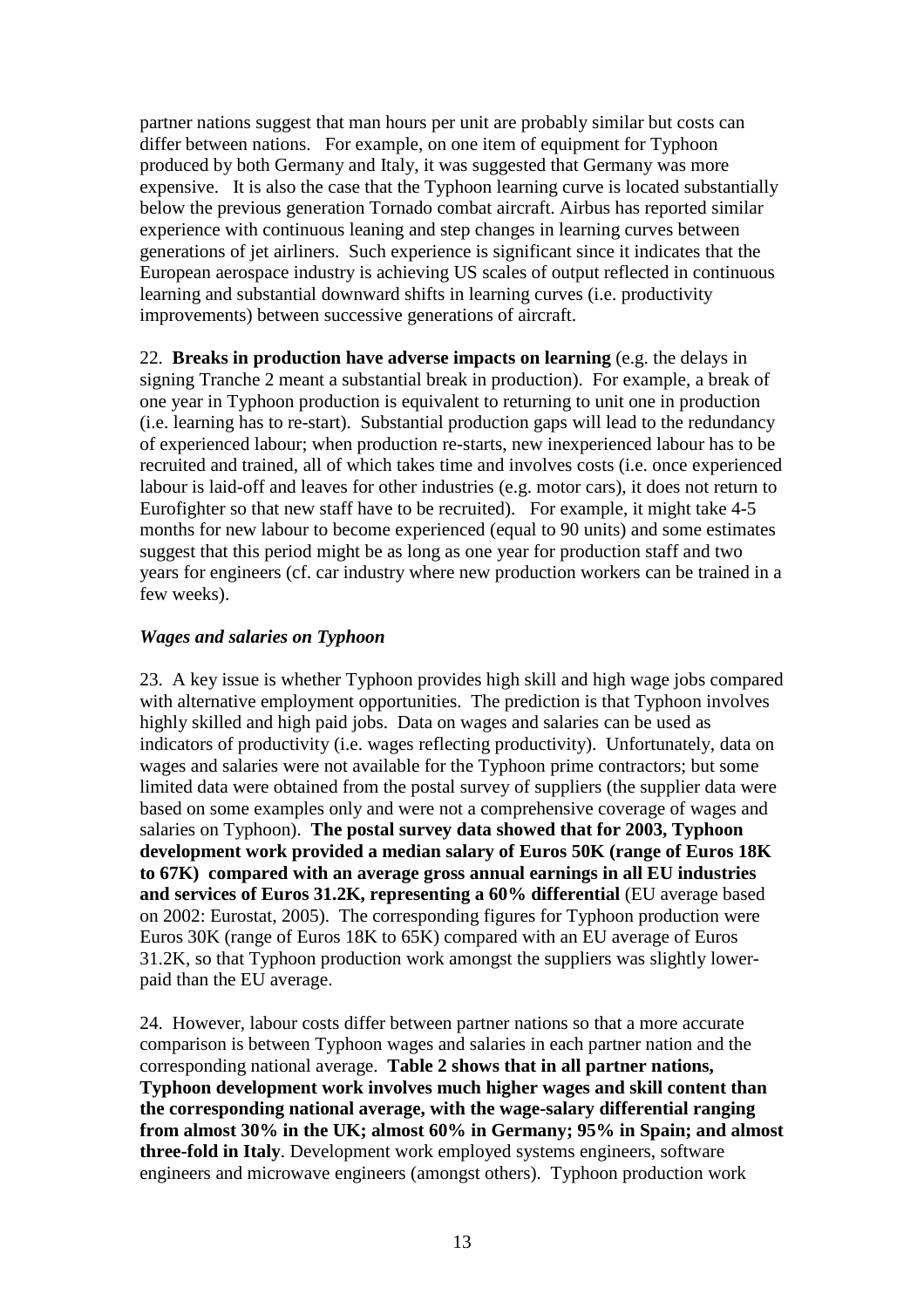partner nations suggest that man hours per unit are probably similar but costs can differ between nations. For example, on one item of equipment for Typhoon produced by both Germany and Italy, it was suggested that Germany was more expensive. It is also the case that the Typhoon learning curve is located substantially below the previous generation Tornado combat aircraft. Airbus has reported similar experience with continuous leaning and step changes in learning curves between generations of jet airliners. Such experience is significant since it indicates that the European aerospace industry is achieving US scales of output reflected in continuous learning and substantial downward shifts in learning curves (i.e. productivity improvements) between successive generations of aircraft.

22. **Breaks in production have adverse impacts on learning** (e.g. the delays in signing Tranche 2 meant a substantial break in production). For example, a break of one year in Typhoon production is equivalent to returning to unit one in production (i.e. learning has to re-start). Substantial production gaps will lead to the redundancy of experienced labour; when production re-starts, new inexperienced labour has to be recruited and trained, all of which takes time and involves costs (i.e. once experienced labour is laid-off and leaves for other industries (e.g. motor cars), it does not return to Eurofighter so that new staff have to be recruited). For example, it might take 4-5 months for new labour to become experienced (equal to 90 units) and some estimates suggest that this period might be as long as one year for production staff and two years for engineers (cf. car industry where new production workers can be trained in a few weeks).

***Wages and salaries on Typhoon***

23. A key issue is whether Typhoon provides high skill and high wage jobs compared with alternative employment opportunities. The prediction is that Typhoon involves highly skilled and high paid jobs. Data on wages and salaries can be used as indicators of productivity (i.e. wages reflecting productivity). Unfortunately, data on wages and salaries were not available for the Typhoon prime contractors; but some limited data were obtained from the postal survey of suppliers (the supplier data were based on some examples only and were not a comprehensive coverage of wages and salaries on Typhoon). **The postal survey data showed that for 2003, Typhoon development work provided a median salary of Euros 50K (range of Euros 18K to 67K) compared with an average gross annual earnings in all EU industries and services of Euros 31.2K, representing a 60% differential** (EU average based on 2002: Eurostat, 2005). The corresponding figures for Typhoon production were Euros 30K (range of Euros 18K to 65K) compared with an EU average of Euros 31.2K, so that Typhoon production work amongst the suppliers was slightly lower-paid than the EU average.

24. However, labour costs differ between partner nations so that a more accurate comparison is between Typhoon wages and salaries in each partner nation and the corresponding national average. **Table 2 shows that in all partner nations, Typhoon development work involves much higher wages and skill content than the corresponding national average, with the wage-salary differential ranging from almost 30% in the UK; almost 60% in Germany; 95% in Spain; and almost three-fold in Italy**. Development work employed systems engineers, software engineers and microwave engineers (amongst others). Typhoon production work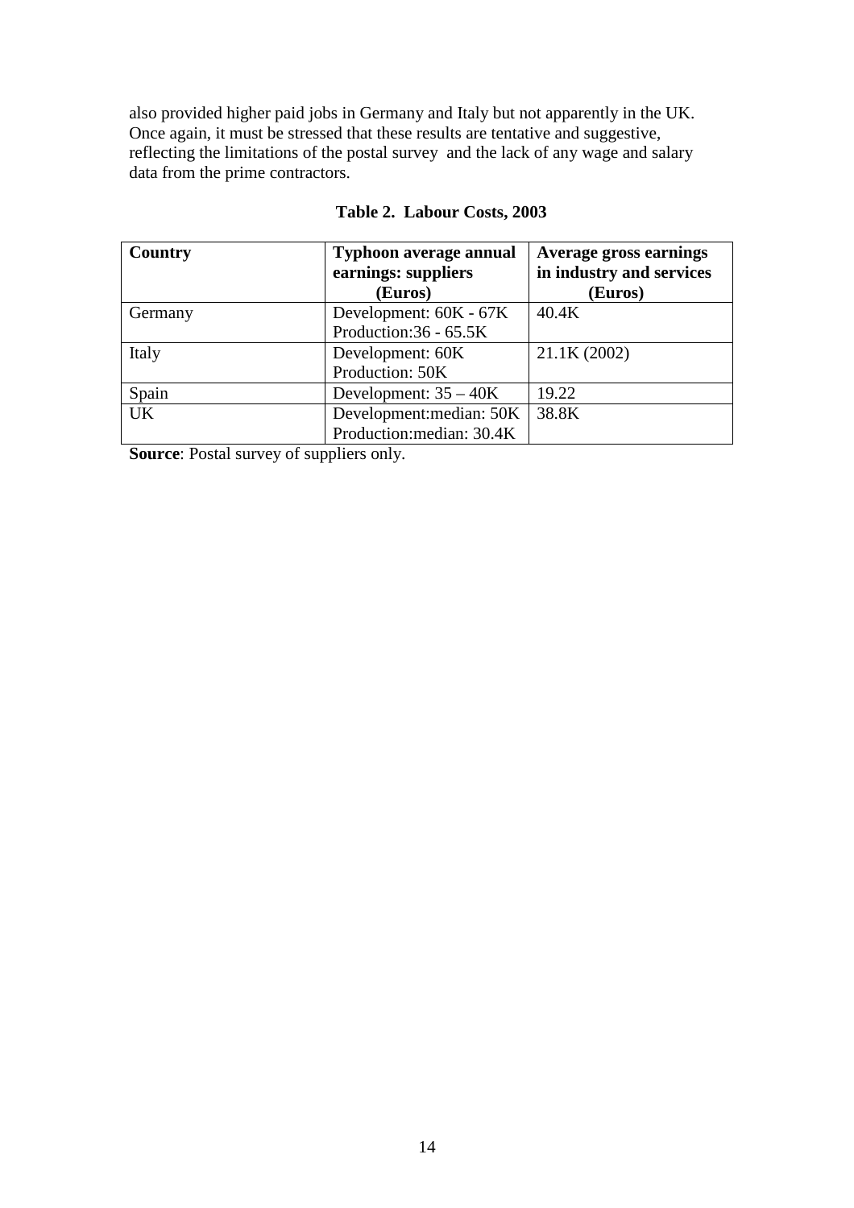also provided higher paid jobs in Germany and Italy but not apparently in the UK. Once again, it must be stressed that these results are tentative and suggestive, reflecting the limitations of the postal survey and the lack of any wage and salary data from the prime contractors.

**Table 2. Labour Costs, 2003**

| **Country** | **Typhoon average annual earnings: suppliers (Euros)** | **Average gross earnings in industry and services (Euros)** |
|---|---|---|
| Germany | Development: 60K - 67K<br>Production:36 - 65.5K | 40.4K |
| Italy | Development: 60K<br>Production: 50K | 21.1K (2002) |
| Spain | Development: 35 – 40K | 19.22 |
| UK | Development:median: 50K<br>Production:median: 30.4K | 38.8K |

**Source**: Postal survey of suppliers only.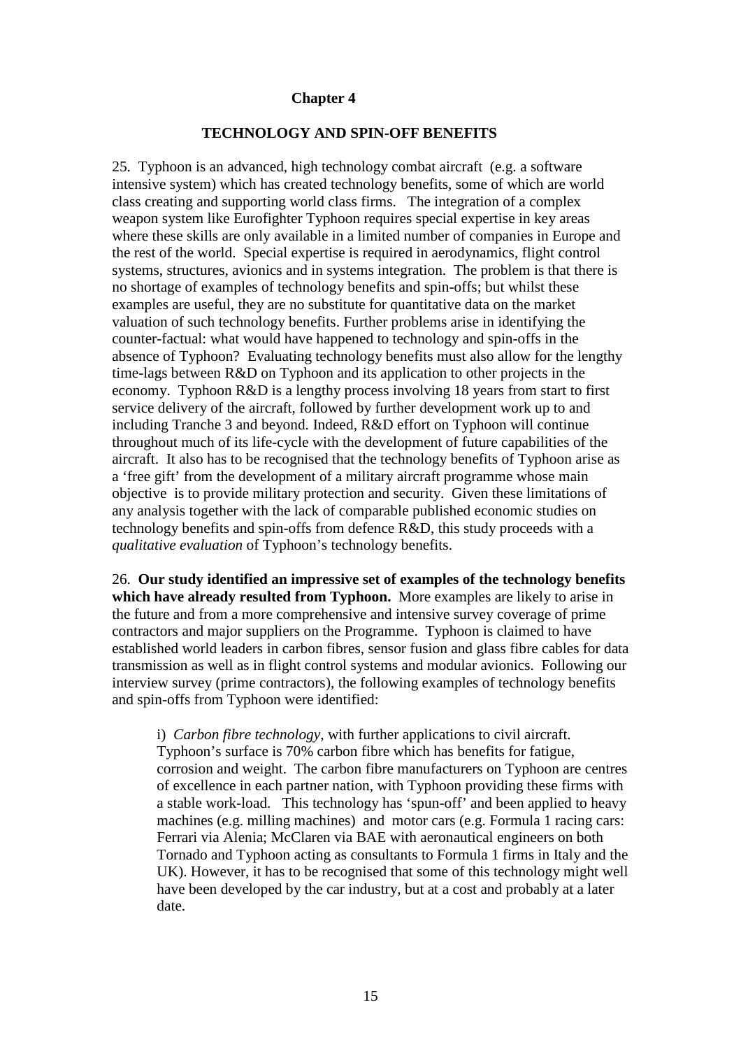## Chapter 4

### TECHNOLOGY AND SPIN-OFF BENEFITS

25. Typhoon is an advanced, high technology combat aircraft (e.g. a software intensive system) which has created technology benefits, some of which are world class creating and supporting world class firms. The integration of a complex weapon system like Eurofighter Typhoon requires special expertise in key areas where these skills are only available in a limited number of companies in Europe and the rest of the world. Special expertise is required in aerodynamics, flight control systems, structures, avionics and in systems integration. The problem is that there is no shortage of examples of technology benefits and spin-offs; but whilst these examples are useful, they are no substitute for quantitative data on the market valuation of such technology benefits. Further problems arise in identifying the counter-factual: what would have happened to technology and spin-offs in the absence of Typhoon? Evaluating technology benefits must also allow for the lengthy time-lags between R&D on Typhoon and its application to other projects in the economy. Typhoon R&D is a lengthy process involving 18 years from start to first service delivery of the aircraft, followed by further development work up to and including Tranche 3 and beyond. Indeed, R&D effort on Typhoon will continue throughout much of its life-cycle with the development of future capabilities of the aircraft. It also has to be recognised that the technology benefits of Typhoon arise as a 'free gift' from the development of a military aircraft programme whose main objective is to provide military protection and security. Given these limitations of any analysis together with the lack of comparable published economic studies on technology benefits and spin-offs from defence R&D, this study proceeds with a *qualitative evaluation* of Typhoon's technology benefits.

26. **Our study identified an impressive set of examples of the technology benefits which have already resulted from Typhoon.** More examples are likely to arise in the future and from a more comprehensive and intensive survey coverage of prime contractors and major suppliers on the Programme. Typhoon is claimed to have established world leaders in carbon fibres, sensor fusion and glass fibre cables for data transmission as well as in flight control systems and modular avionics. Following our interview survey (prime contractors), the following examples of technology benefits and spin-offs from Typhoon were identified:

i) *Carbon fibre technology*, with further applications to civil aircraft. Typhoon's surface is 70% carbon fibre which has benefits for fatigue, corrosion and weight. The carbon fibre manufacturers on Typhoon are centres of excellence in each partner nation, with Typhoon providing these firms with a stable work-load. This technology has 'spun-off' and been applied to heavy machines (e.g. milling machines) and motor cars (e.g. Formula 1 racing cars: Ferrari via Alenia; McClaren via BAE with aeronautical engineers on both Tornado and Typhoon acting as consultants to Formula 1 firms in Italy and the UK). However, it has to be recognised that some of this technology might well have been developed by the car industry, but at a cost and probably at a later date.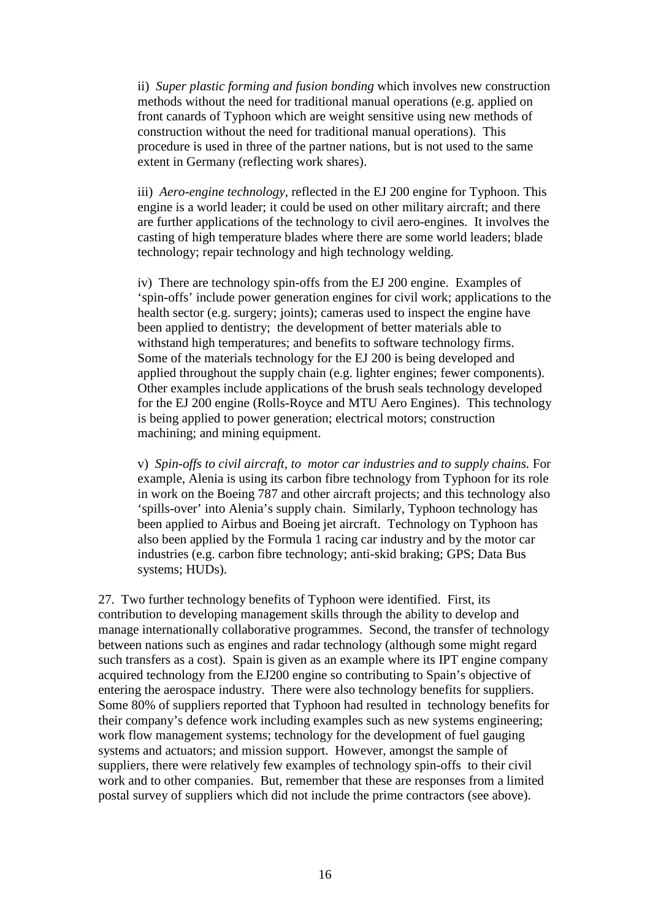ii) *Super plastic forming and fusion bonding* which involves new construction methods without the need for traditional manual operations (e.g. applied on front canards of Typhoon which are weight sensitive using new methods of construction without the need for traditional manual operations). This procedure is used in three of the partner nations, but is not used to the same extent in Germany (reflecting work shares).

iii) *Aero-engine technology*, reflected in the EJ 200 engine for Typhoon. This engine is a world leader; it could be used on other military aircraft; and there are further applications of the technology to civil aero-engines. It involves the casting of high temperature blades where there are some world leaders; blade technology; repair technology and high technology welding.

iv) There are technology spin-offs from the EJ 200 engine. Examples of 'spin-offs' include power generation engines for civil work; applications to the health sector (e.g. surgery; joints); cameras used to inspect the engine have been applied to dentistry; the development of better materials able to withstand high temperatures; and benefits to software technology firms. Some of the materials technology for the EJ 200 is being developed and applied throughout the supply chain (e.g. lighter engines; fewer components). Other examples include applications of the brush seals technology developed for the EJ 200 engine (Rolls-Royce and MTU Aero Engines). This technology is being applied to power generation; electrical motors; construction machining; and mining equipment.

v) *Spin-offs to civil aircraft, to motor car industries and to supply chains.* For example, Alenia is using its carbon fibre technology from Typhoon for its role in work on the Boeing 787 and other aircraft projects; and this technology also 'spills-over' into Alenia's supply chain. Similarly, Typhoon technology has been applied to Airbus and Boeing jet aircraft. Technology on Typhoon has also been applied by the Formula 1 racing car industry and by the motor car industries (e.g. carbon fibre technology; anti-skid braking; GPS; Data Bus systems; HUDs).

27. Two further technology benefits of Typhoon were identified. First, its contribution to developing management skills through the ability to develop and manage internationally collaborative programmes. Second, the transfer of technology between nations such as engines and radar technology (although some might regard such transfers as a cost). Spain is given as an example where its IPT engine company acquired technology from the EJ200 engine so contributing to Spain's objective of entering the aerospace industry. There were also technology benefits for suppliers. Some 80% of suppliers reported that Typhoon had resulted in technology benefits for their company's defence work including examples such as new systems engineering; work flow management systems; technology for the development of fuel gauging systems and actuators; and mission support. However, amongst the sample of suppliers, there were relatively few examples of technology spin-offs to their civil work and to other companies. But, remember that these are responses from a limited postal survey of suppliers which did not include the prime contractors (see above).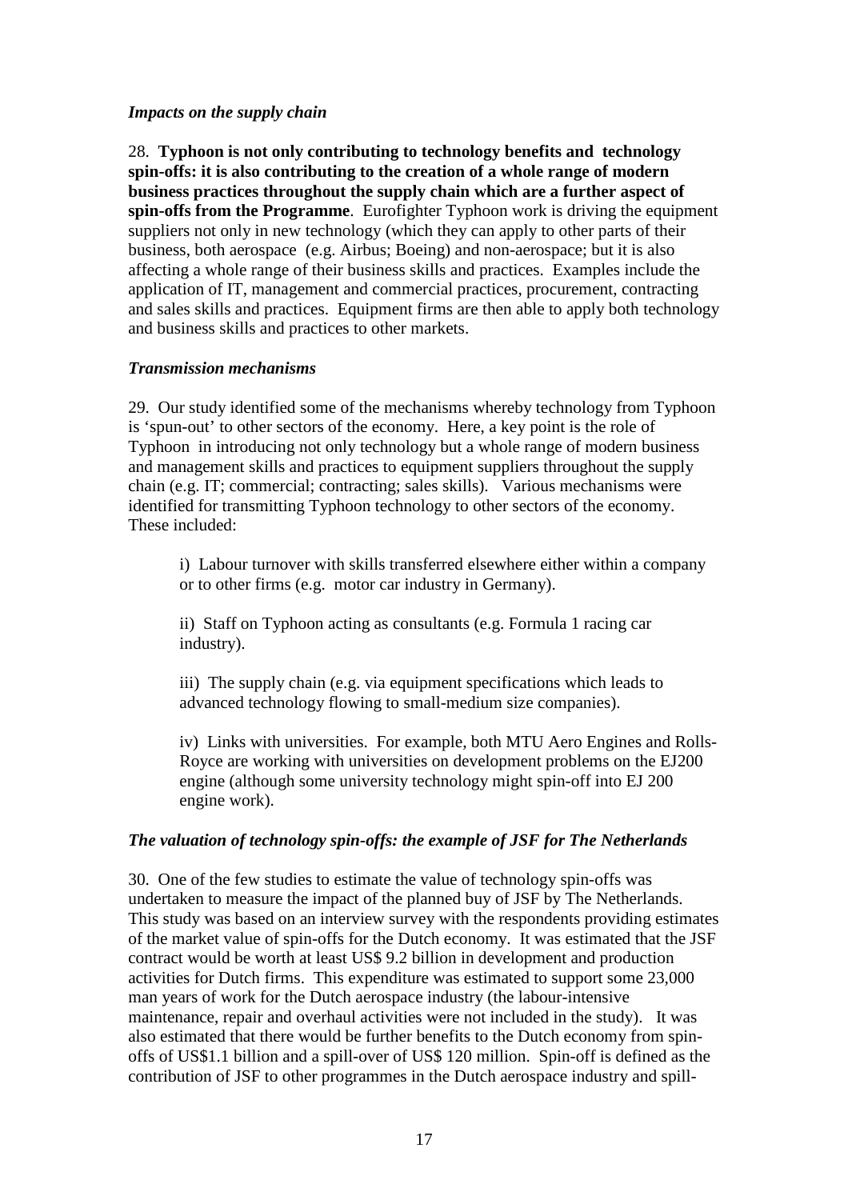### *Impacts on the supply chain*

28. **Typhoon is not only contributing to technology benefits and technology spin-offs: it is also contributing to the creation of a whole range of modern business practices throughout the supply chain which are a further aspect of spin-offs from the Programme**. Eurofighter Typhoon work is driving the equipment suppliers not only in new technology (which they can apply to other parts of their business, both aerospace (e.g. Airbus; Boeing) and non-aerospace; but it is also affecting a whole range of their business skills and practices. Examples include the application of IT, management and commercial practices, procurement, contracting and sales skills and practices. Equipment firms are then able to apply both technology and business skills and practices to other markets.

### *Transmission mechanisms*

29. Our study identified some of the mechanisms whereby technology from Typhoon is 'spun-out' to other sectors of the economy. Here, a key point is the role of Typhoon in introducing not only technology but a whole range of modern business and management skills and practices to equipment suppliers throughout the supply chain (e.g. IT; commercial; contracting; sales skills). Various mechanisms were identified for transmitting Typhoon technology to other sectors of the economy. These included:

> i) Labour turnover with skills transferred elsewhere either within a company or to other firms (e.g. motor car industry in Germany).
>
> ii) Staff on Typhoon acting as consultants (e.g. Formula 1 racing car industry).
>
> iii) The supply chain (e.g. via equipment specifications which leads to advanced technology flowing to small-medium size companies).
>
> iv) Links with universities. For example, both MTU Aero Engines and Rolls-Royce are working with universities on development problems on the EJ200 engine (although some university technology might spin-off into EJ 200 engine work).

### *The valuation of technology spin-offs: the example of JSF for The Netherlands*

30. One of the few studies to estimate the value of technology spin-offs was undertaken to measure the impact of the planned buy of JSF by The Netherlands. This study was based on an interview survey with the respondents providing estimates of the market value of spin-offs for the Dutch economy. It was estimated that the JSF contract would be worth at least US$ 9.2 billion in development and production activities for Dutch firms. This expenditure was estimated to support some 23,000 man years of work for the Dutch aerospace industry (the labour-intensive maintenance, repair and overhaul activities were not included in the study). It was also estimated that there would be further benefits to the Dutch economy from spin-offs of US$1.1 billion and a spill-over of US$ 120 million. Spin-off is defined as the contribution of JSF to other programmes in the Dutch aerospace industry and spill-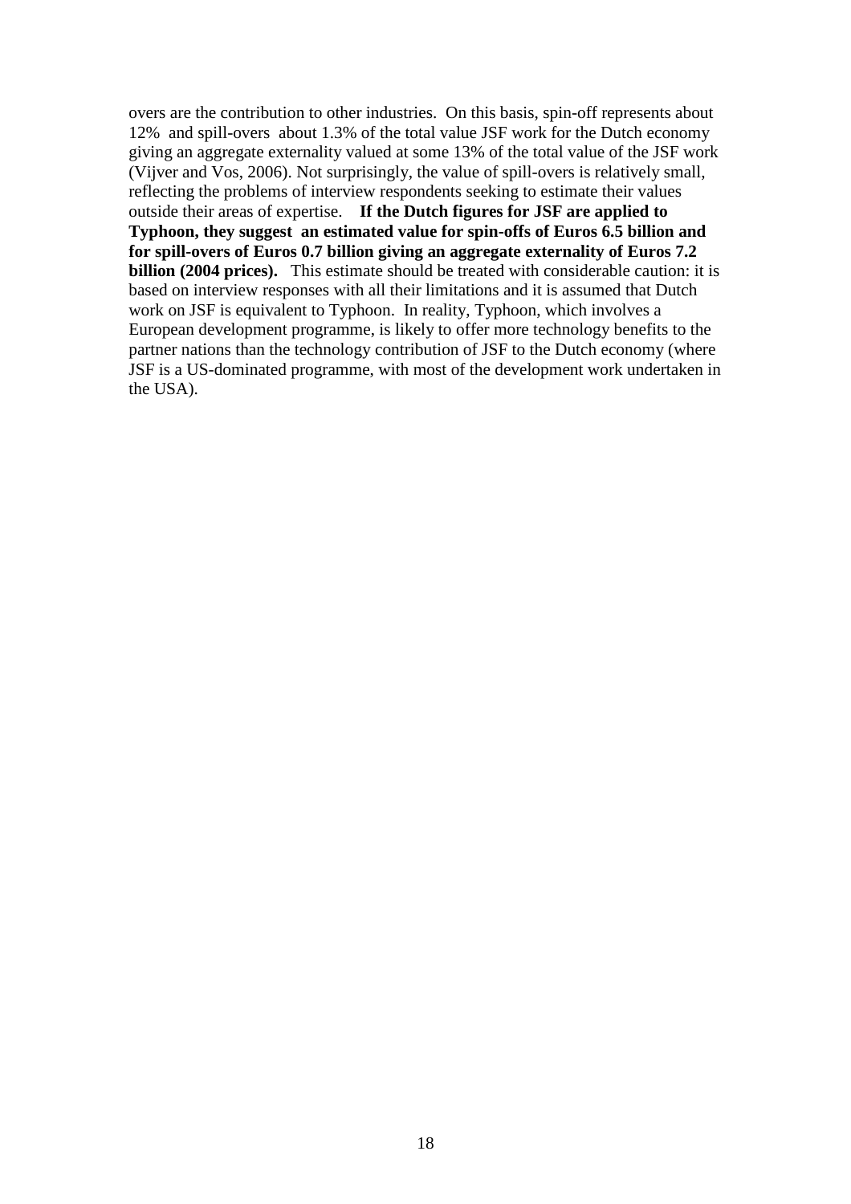overs are the contribution to other industries. On this basis, spin-off represents about 12% and spill-overs about 1.3% of the total value JSF work for the Dutch economy giving an aggregate externality valued at some 13% of the total value of the JSF work (Vijver and Vos, 2006). Not surprisingly, the value of spill-overs is relatively small, reflecting the problems of interview respondents seeking to estimate their values outside their areas of expertise. **If the Dutch figures for JSF are applied to Typhoon, they suggest an estimated value for spin-offs of Euros 6.5 billion and for spill-overs of Euros 0.7 billion giving an aggregate externality of Euros 7.2 billion (2004 prices).** This estimate should be treated with considerable caution: it is based on interview responses with all their limitations and it is assumed that Dutch work on JSF is equivalent to Typhoon. In reality, Typhoon, which involves a European development programme, is likely to offer more technology benefits to the partner nations than the technology contribution of JSF to the Dutch economy (where JSF is a US-dominated programme, with most of the development work undertaken in the USA).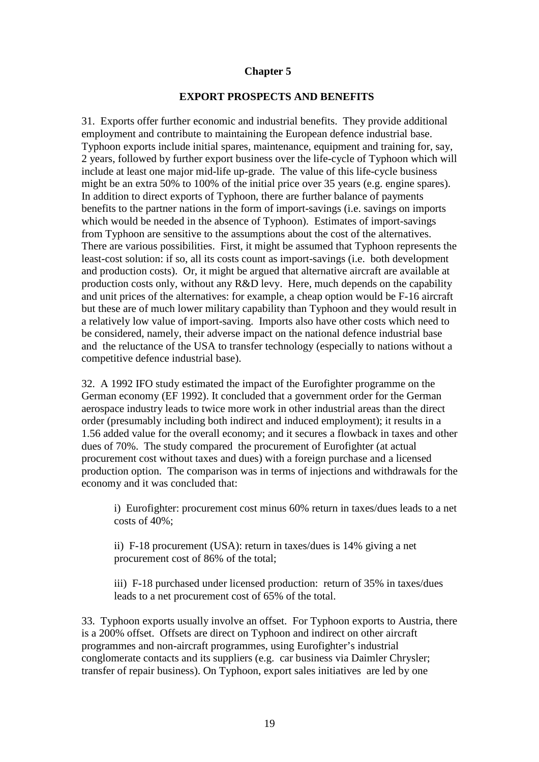## Chapter 5

### EXPORT PROSPECTS AND BENEFITS

31. Exports offer further economic and industrial benefits. They provide additional employment and contribute to maintaining the European defence industrial base. Typhoon exports include initial spares, maintenance, equipment and training for, say, 2 years, followed by further export business over the life-cycle of Typhoon which will include at least one major mid-life up-grade. The value of this life-cycle business might be an extra 50% to 100% of the initial price over 35 years (e.g. engine spares). In addition to direct exports of Typhoon, there are further balance of payments benefits to the partner nations in the form of import-savings (i.e. savings on imports which would be needed in the absence of Typhoon). Estimates of import-savings from Typhoon are sensitive to the assumptions about the cost of the alternatives. There are various possibilities. First, it might be assumed that Typhoon represents the least-cost solution: if so, all its costs count as import-savings (i.e. both development and production costs). Or, it might be argued that alternative aircraft are available at production costs only, without any R&D levy. Here, much depends on the capability and unit prices of the alternatives: for example, a cheap option would be F-16 aircraft but these are of much lower military capability than Typhoon and they would result in a relatively low value of import-saving. Imports also have other costs which need to be considered, namely, their adverse impact on the national defence industrial base and the reluctance of the USA to transfer technology (especially to nations without a competitive defence industrial base).

32. A 1992 IFO study estimated the impact of the Eurofighter programme on the German economy (EF 1992). It concluded that a government order for the German aerospace industry leads to twice more work in other industrial areas than the direct order (presumably including both indirect and induced employment); it results in a 1.56 added value for the overall economy; and it secures a flowback in taxes and other dues of 70%. The study compared the procurement of Eurofighter (at actual procurement cost without taxes and dues) with a foreign purchase and a licensed production option. The comparison was in terms of injections and withdrawals for the economy and it was concluded that:

i) Eurofighter: procurement cost minus 60% return in taxes/dues leads to a net costs of 40%;

ii) F-18 procurement (USA): return in taxes/dues is 14% giving a net procurement cost of 86% of the total;

iii) F-18 purchased under licensed production: return of 35% in taxes/dues leads to a net procurement cost of 65% of the total.

33. Typhoon exports usually involve an offset. For Typhoon exports to Austria, there is a 200% offset. Offsets are direct on Typhoon and indirect on other aircraft programmes and non-aircraft programmes, using Eurofighter's industrial conglomerate contacts and its suppliers (e.g. car business via Daimler Chrysler; transfer of repair business). On Typhoon, export sales initiatives are led by one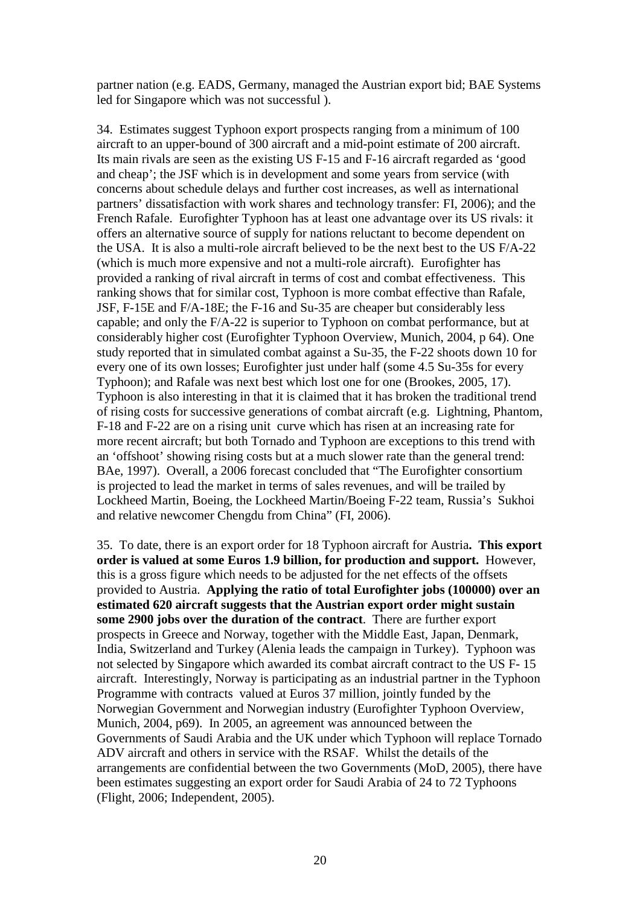partner nation (e.g. EADS, Germany, managed the Austrian export bid; BAE Systems led for Singapore which was not successful ).

34. Estimates suggest Typhoon export prospects ranging from a minimum of 100 aircraft to an upper-bound of 300 aircraft and a mid-point estimate of 200 aircraft. Its main rivals are seen as the existing US F-15 and F-16 aircraft regarded as 'good and cheap'; the JSF which is in development and some years from service (with concerns about schedule delays and further cost increases, as well as international partners' dissatisfaction with work shares and technology transfer: FI, 2006); and the French Rafale. Eurofighter Typhoon has at least one advantage over its US rivals: it offers an alternative source of supply for nations reluctant to become dependent on the USA. It is also a multi-role aircraft believed to be the next best to the US F/A-22 (which is much more expensive and not a multi-role aircraft). Eurofighter has provided a ranking of rival aircraft in terms of cost and combat effectiveness. This ranking shows that for similar cost, Typhoon is more combat effective than Rafale, JSF, F-15E and F/A-18E; the F-16 and Su-35 are cheaper but considerably less capable; and only the F/A-22 is superior to Typhoon on combat performance, but at considerably higher cost (Eurofighter Typhoon Overview, Munich, 2004, p 64). One study reported that in simulated combat against a Su-35, the F-22 shoots down 10 for every one of its own losses; Eurofighter just under half (some 4.5 Su-35s for every Typhoon); and Rafale was next best which lost one for one (Brookes, 2005, 17). Typhoon is also interesting in that it is claimed that it has broken the traditional trend of rising costs for successive generations of combat aircraft (e.g. Lightning, Phantom, F-18 and F-22 are on a rising unit curve which has risen at an increasing rate for more recent aircraft; but both Tornado and Typhoon are exceptions to this trend with an 'offshoot' showing rising costs but at a much slower rate than the general trend: BAe, 1997). Overall, a 2006 forecast concluded that "The Eurofighter consortium is projected to lead the market in terms of sales revenues, and will be trailed by Lockheed Martin, Boeing, the Lockheed Martin/Boeing F-22 team, Russia's Sukhoi and relative newcomer Chengdu from China" (FI, 2006).

35. To date, there is an export order for 18 Typhoon aircraft for Austria**. This export order is valued at some Euros 1.9 billion, for production and support.** However, this is a gross figure which needs to be adjusted for the net effects of the offsets provided to Austria. **Applying the ratio of total Eurofighter jobs (100000) over an estimated 620 aircraft suggests that the Austrian export order might sustain some 2900 jobs over the duration of the contract**. There are further export prospects in Greece and Norway, together with the Middle East, Japan, Denmark, India, Switzerland and Turkey (Alenia leads the campaign in Turkey). Typhoon was not selected by Singapore which awarded its combat aircraft contract to the US F- 15 aircraft. Interestingly, Norway is participating as an industrial partner in the Typhoon Programme with contracts valued at Euros 37 million, jointly funded by the Norwegian Government and Norwegian industry (Eurofighter Typhoon Overview, Munich, 2004, p69). In 2005, an agreement was announced between the Governments of Saudi Arabia and the UK under which Typhoon will replace Tornado ADV aircraft and others in service with the RSAF. Whilst the details of the arrangements are confidential between the two Governments (MoD, 2005), there have been estimates suggesting an export order for Saudi Arabia of 24 to 72 Typhoons (Flight, 2006; Independent, 2005).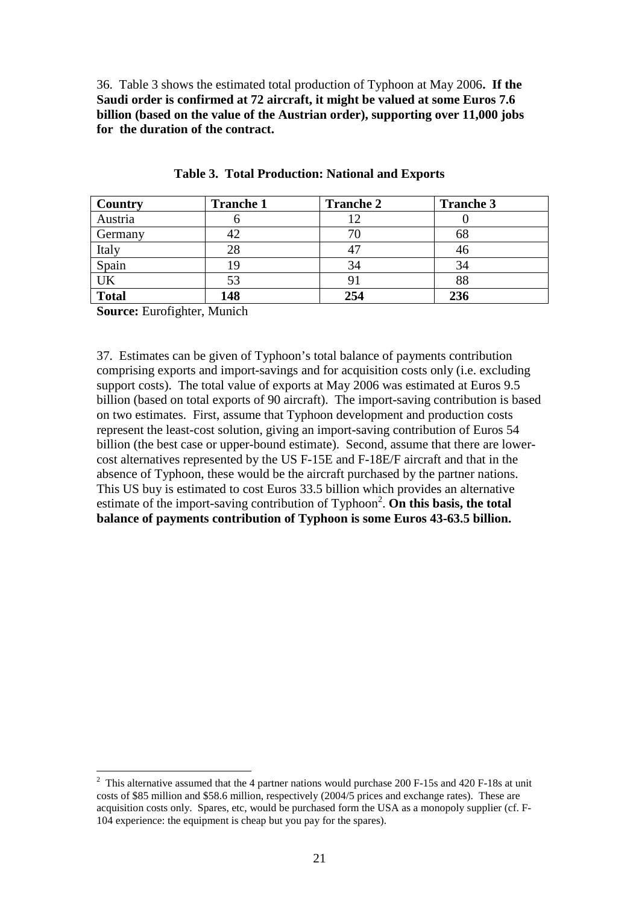36. Table 3 shows the estimated total production of Typhoon at May 2006**. If the Saudi order is confirmed at 72 aircraft, it might be valued at some Euros 7.6 billion (based on the value of the Austrian order), supporting over 11,000 jobs for the duration of the contract.**

**Table 3. Total Production: National and Exports**

| **Country** | **Tranche 1** | **Tranche 2** | **Tranche 3** |
|---|---|---|---|
| Austria | 6 | 12 | 0 |
| Germany | 42 | 70 | 68 |
| Italy | 28 | 47 | 46 |
| Spain | 19 | 34 | 34 |
| UK | 53 | 91 | 88 |
| **Total** | **148** | **254** | **236** |

**Source:** Eurofighter, Munich

37. Estimates can be given of Typhoon's total balance of payments contribution comprising exports and import-savings and for acquisition costs only (i.e. excluding support costs). The total value of exports at May 2006 was estimated at Euros 9.5 billion (based on total exports of 90 aircraft). The import-saving contribution is based on two estimates. First, assume that Typhoon development and production costs represent the least-cost solution, giving an import-saving contribution of Euros 54 billion (the best case or upper-bound estimate). Second, assume that there are lower-cost alternatives represented by the US F-15E and F-18E/F aircraft and that in the absence of Typhoon, these would be the aircraft purchased by the partner nations. This US buy is estimated to cost Euros 33.5 billion which provides an alternative estimate of the import-saving contribution of Typhoon[2]. **On this basis, the total balance of payments contribution of Typhoon is some Euros 43-63.5 billion.**

[2] This alternative assumed that the 4 partner nations would purchase 200 F-15s and 420 F-18s at unit costs of $85 million and $58.6 million, respectively (2004/5 prices and exchange rates). These are acquisition costs only. Spares, etc, would be purchased form the USA as a monopoly supplier (cf. F-104 experience: the equipment is cheap but you pay for the spares).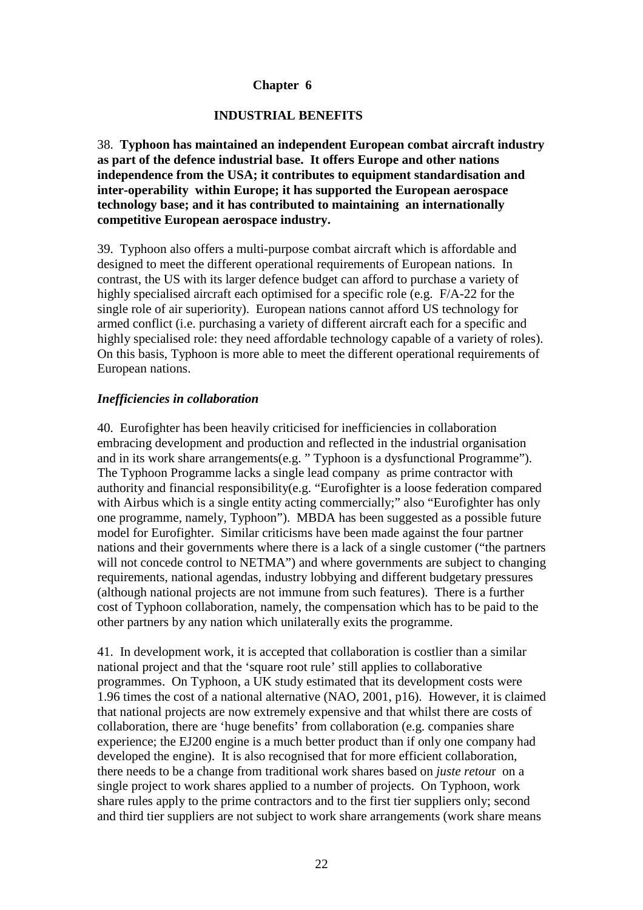## Chapter 6

## INDUSTRIAL BENEFITS

38. **Typhoon has maintained an independent European combat aircraft industry as part of the defence industrial base. It offers Europe and other nations independence from the USA; it contributes to equipment standardisation and inter-operability within Europe; it has supported the European aerospace technology base; and it has contributed to maintaining an internationally competitive European aerospace industry.**

39. Typhoon also offers a multi-purpose combat aircraft which is affordable and designed to meet the different operational requirements of European nations. In contrast, the US with its larger defence budget can afford to purchase a variety of highly specialised aircraft each optimised for a specific role (e.g. F/A-22 for the single role of air superiority). European nations cannot afford US technology for armed conflict (i.e. purchasing a variety of different aircraft each for a specific and highly specialised role: they need affordable technology capable of a variety of roles). On this basis, Typhoon is more able to meet the different operational requirements of European nations.

### *Inefficiencies in collaboration*

40. Eurofighter has been heavily criticised for inefficiencies in collaboration embracing development and production and reflected in the industrial organisation and in its work share arrangements(e.g. " Typhoon is a dysfunctional Programme"). The Typhoon Programme lacks a single lead company as prime contractor with authority and financial responsibility(e.g. "Eurofighter is a loose federation compared with Airbus which is a single entity acting commercially;" also "Eurofighter has only one programme, namely, Typhoon"). MBDA has been suggested as a possible future model for Eurofighter. Similar criticisms have been made against the four partner nations and their governments where there is a lack of a single customer ("the partners will not concede control to NETMA") and where governments are subject to changing requirements, national agendas, industry lobbying and different budgetary pressures (although national projects are not immune from such features). There is a further cost of Typhoon collaboration, namely, the compensation which has to be paid to the other partners by any nation which unilaterally exits the programme.

41. In development work, it is accepted that collaboration is costlier than a similar national project and that the 'square root rule' still applies to collaborative programmes. On Typhoon, a UK study estimated that its development costs were 1.96 times the cost of a national alternative (NAO, 2001, p16). However, it is claimed that national projects are now extremely expensive and that whilst there are costs of collaboration, there are 'huge benefits' from collaboration (e.g. companies share experience; the EJ200 engine is a much better product than if only one company had developed the engine). It is also recognised that for more efficient collaboration, there needs to be a change from traditional work shares based on *juste retour* on a single project to work shares applied to a number of projects. On Typhoon, work share rules apply to the prime contractors and to the first tier suppliers only; second and third tier suppliers are not subject to work share arrangements (work share means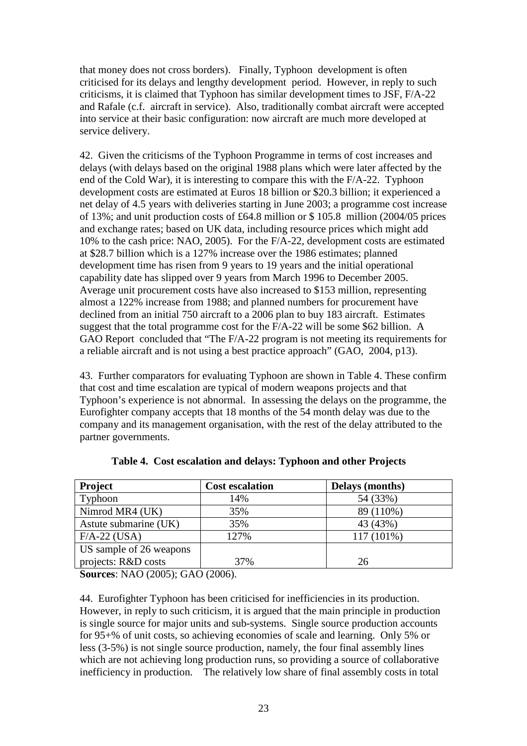that money does not cross borders). Finally, Typhoon development is often criticised for its delays and lengthy development period. However, in reply to such criticisms, it is claimed that Typhoon has similar development times to JSF, F/A-22 and Rafale (c.f. aircraft in service). Also, traditionally combat aircraft were accepted into service at their basic configuration: now aircraft are much more developed at service delivery.

42. Given the criticisms of the Typhoon Programme in terms of cost increases and delays (with delays based on the original 1988 plans which were later affected by the end of the Cold War), it is interesting to compare this with the F/A-22. Typhoon development costs are estimated at Euros 18 billion or $20.3 billion; it experienced a net delay of 4.5 years with deliveries starting in June 2003; a programme cost increase of 13%; and unit production costs of £64.8 million or $ 105.8 million (2004/05 prices and exchange rates; based on UK data, including resource prices which might add 10% to the cash price: NAO, 2005). For the F/A-22, development costs are estimated at $28.7 billion which is a 127% increase over the 1986 estimates; planned development time has risen from 9 years to 19 years and the initial operational capability date has slipped over 9 years from March 1996 to December 2005. Average unit procurement costs have also increased to $153 million, representing almost a 122% increase from 1988; and planned numbers for procurement have declined from an initial 750 aircraft to a 2006 plan to buy 183 aircraft. Estimates suggest that the total programme cost for the F/A-22 will be some $62 billion. A GAO Report concluded that "The F/A-22 program is not meeting its requirements for a reliable aircraft and is not using a best practice approach" (GAO, 2004, p13).

43. Further comparators for evaluating Typhoon are shown in Table 4. These confirm that cost and time escalation are typical of modern weapons projects and that Typhoon's experience is not abnormal. In assessing the delays on the programme, the Eurofighter company accepts that 18 months of the 54 month delay was due to the company and its management organisation, with the rest of the delay attributed to the partner governments.

**Table 4. Cost escalation and delays: Typhoon and other Projects**

| Project | Cost escalation | Delays (months) |
|---|---|---|
| Typhoon | 14% | 54 (33%) |
| Nimrod MR4 (UK) | 35% | 89 (110%) |
| Astute submarine (UK) | 35% | 43 (43%) |
| F/A-22 (USA) | 127% | 117 (101%) |
| US sample of 26 weapons projects: R&D costs | 37% | 26 |

**Sources**: NAO (2005); GAO (2006).

44. Eurofighter Typhoon has been criticised for inefficiencies in its production. However, in reply to such criticism, it is argued that the main principle in production is single source for major units and sub-systems. Single source production accounts for 95+% of unit costs, so achieving economies of scale and learning. Only 5% or less (3-5%) is not single source production, namely, the four final assembly lines which are not achieving long production runs, so providing a source of collaborative inefficiency in production. The relatively low share of final assembly costs in total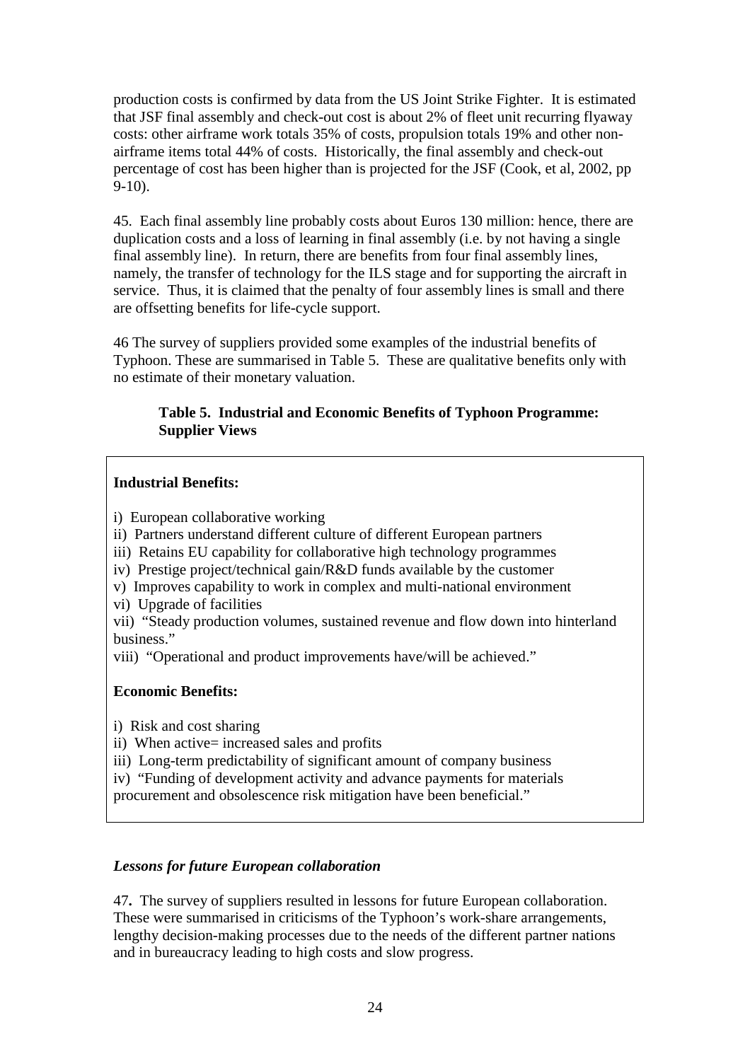production costs is confirmed by data from the US Joint Strike Fighter. It is estimated that JSF final assembly and check-out cost is about 2% of fleet unit recurring flyaway costs: other airframe work totals 35% of costs, propulsion totals 19% and other non-airframe items total 44% of costs. Historically, the final assembly and check-out percentage of cost has been higher than is projected for the JSF (Cook, et al, 2002, pp 9-10).

45. Each final assembly line probably costs about Euros 130 million: hence, there are duplication costs and a loss of learning in final assembly (i.e. by not having a single final assembly line). In return, there are benefits from four final assembly lines, namely, the transfer of technology for the ILS stage and for supporting the aircraft in service. Thus, it is claimed that the penalty of four assembly lines is small and there are offsetting benefits for life-cycle support.

46 The survey of suppliers provided some examples of the industrial benefits of Typhoon. These are summarised in Table 5. These are qualitative benefits only with no estimate of their monetary valuation.

**Table 5. Industrial and Economic Benefits of Typhoon Programme: Supplier Views**

**Industrial Benefits:**

i) European collaborative working
ii) Partners understand different culture of different European partners
iii) Retains EU capability for collaborative high technology programmes
iv) Prestige project/technical gain/R&D funds available by the customer
v) Improves capability to work in complex and multi-national environment
vi) Upgrade of facilities
vii) "Steady production volumes, sustained revenue and flow down into hinterland business."
viii) "Operational and product improvements have/will be achieved."

**Economic Benefits:**

i) Risk and cost sharing
ii) When active= increased sales and profits
iii) Long-term predictability of significant amount of company business
iv) "Funding of development activity and advance payments for materials procurement and obsolescence risk mitigation have been beneficial."

***Lessons for future European collaboration***

47**.** The survey of suppliers resulted in lessons for future European collaboration. These were summarised in criticisms of the Typhoon's work-share arrangements, lengthy decision-making processes due to the needs of the different partner nations and in bureaucracy leading to high costs and slow progress.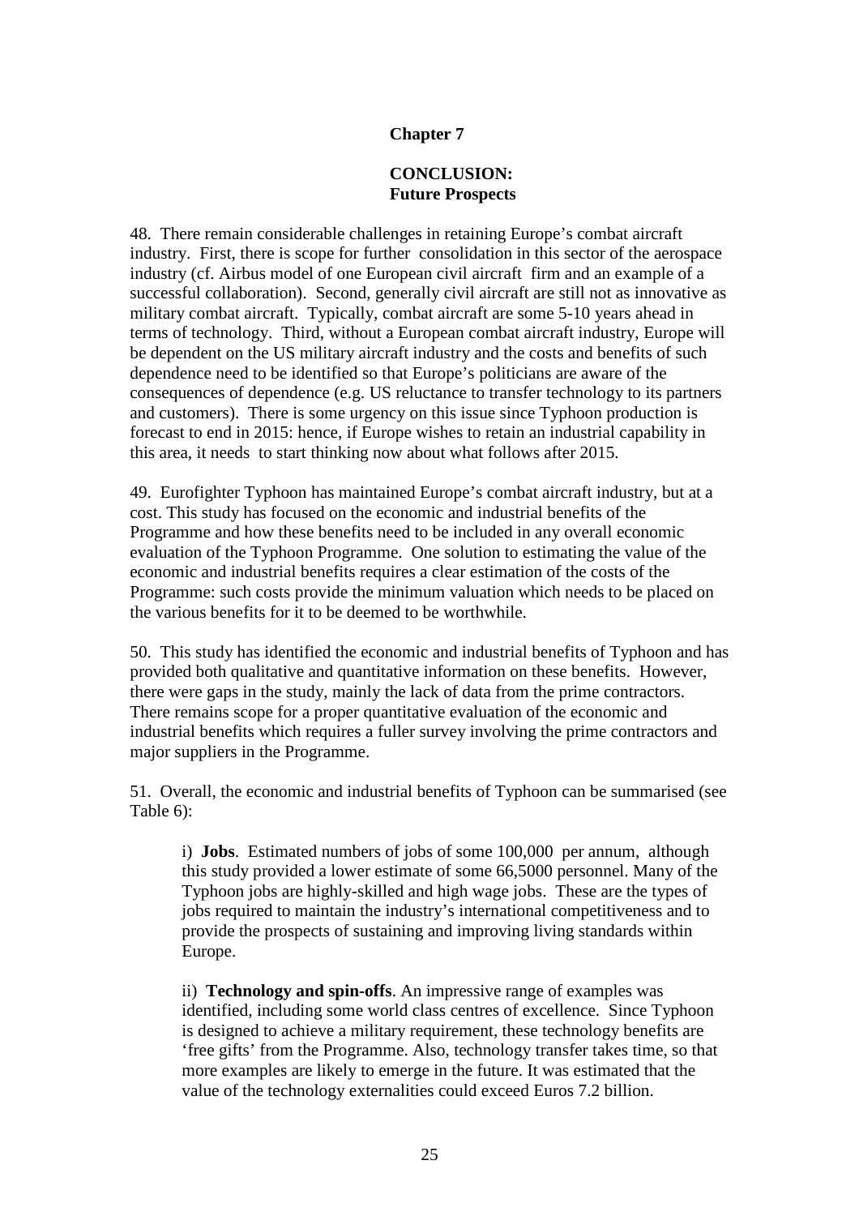## Chapter 7

## CONCLUSION:
## Future Prospects

48. There remain considerable challenges in retaining Europe's combat aircraft industry. First, there is scope for further consolidation in this sector of the aerospace industry (cf. Airbus model of one European civil aircraft firm and an example of a successful collaboration). Second, generally civil aircraft are still not as innovative as military combat aircraft. Typically, combat aircraft are some 5-10 years ahead in terms of technology. Third, without a European combat aircraft industry, Europe will be dependent on the US military aircraft industry and the costs and benefits of such dependence need to be identified so that Europe's politicians are aware of the consequences of dependence (e.g. US reluctance to transfer technology to its partners and customers). There is some urgency on this issue since Typhoon production is forecast to end in 2015: hence, if Europe wishes to retain an industrial capability in this area, it needs to start thinking now about what follows after 2015.

49. Eurofighter Typhoon has maintained Europe's combat aircraft industry, but at a cost. This study has focused on the economic and industrial benefits of the Programme and how these benefits need to be included in any overall economic evaluation of the Typhoon Programme. One solution to estimating the value of the economic and industrial benefits requires a clear estimation of the costs of the Programme: such costs provide the minimum valuation which needs to be placed on the various benefits for it to be deemed to be worthwhile.

50. This study has identified the economic and industrial benefits of Typhoon and has provided both qualitative and quantitative information on these benefits. However, there were gaps in the study, mainly the lack of data from the prime contractors. There remains scope for a proper quantitative evaluation of the economic and industrial benefits which requires a fuller survey involving the prime contractors and major suppliers in the Programme.

51. Overall, the economic and industrial benefits of Typhoon can be summarised (see Table 6):

i) **Jobs**. Estimated numbers of jobs of some 100,000 per annum, although this study provided a lower estimate of some 66,5000 personnel. Many of the Typhoon jobs are highly-skilled and high wage jobs. These are the types of jobs required to maintain the industry's international competitiveness and to provide the prospects of sustaining and improving living standards within Europe.

ii) **Technology and spin-offs**. An impressive range of examples was identified, including some world class centres of excellence. Since Typhoon is designed to achieve a military requirement, these technology benefits are 'free gifts' from the Programme. Also, technology transfer takes time, so that more examples are likely to emerge in the future. It was estimated that the value of the technology externalities could exceed Euros 7.2 billion.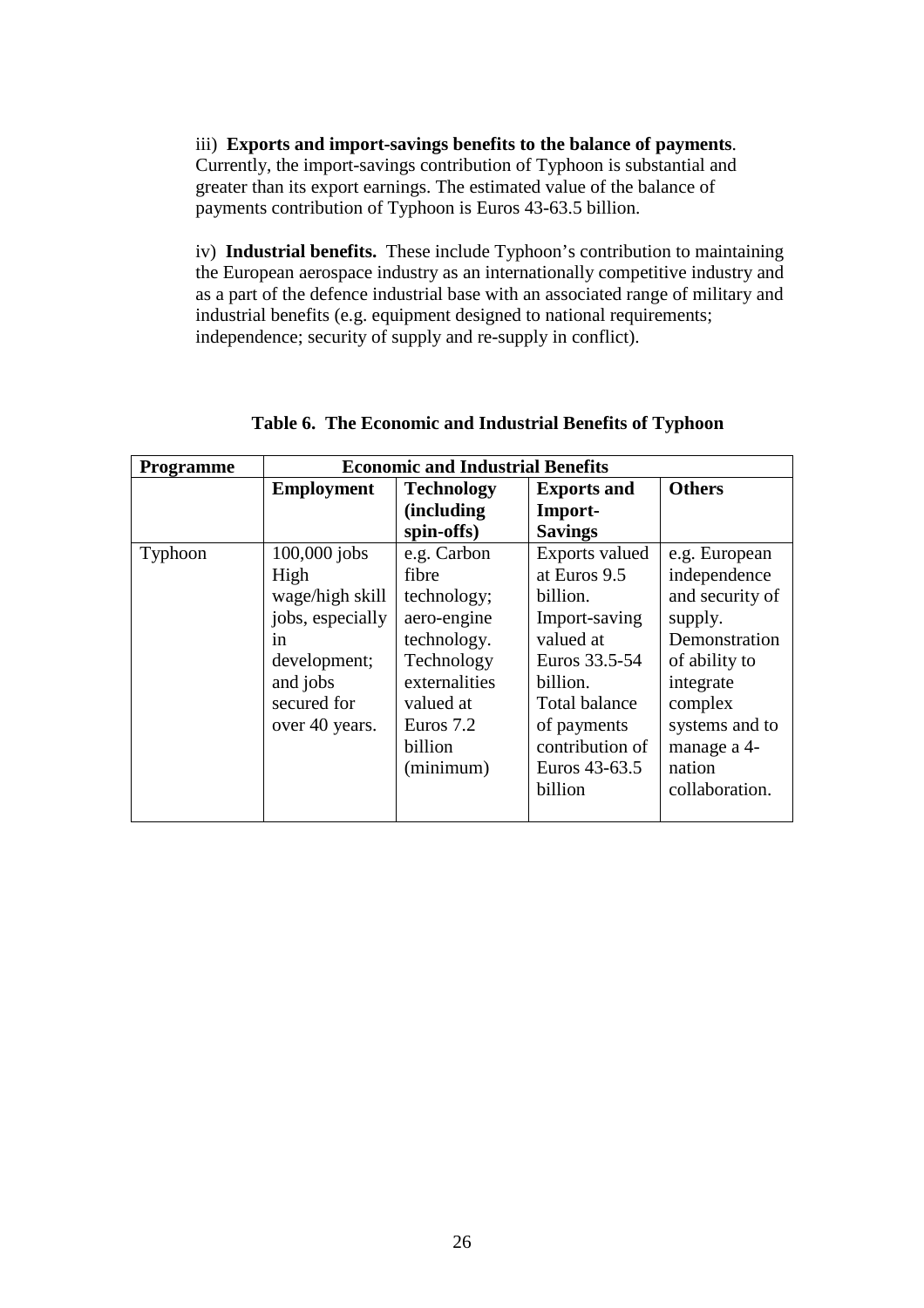iii) **Exports and import-savings benefits to the balance of payments**. Currently, the import-savings contribution of Typhoon is substantial and greater than its export earnings. The estimated value of the balance of payments contribution of Typhoon is Euros 43-63.5 billion.

iv) **Industrial benefits.** These include Typhoon's contribution to maintaining the European aerospace industry as an internationally competitive industry and as a part of the defence industrial base with an associated range of military and industrial benefits (e.g. equipment designed to national requirements; independence; security of supply and re-supply in conflict).

**Table 6. The Economic and Industrial Benefits of Typhoon**

| **Programme** | **Economic and Industrial Benefits** | | | |
|---|---|---|---|---|
| | **Employment** | **Technology (including spin-offs)** | **Exports and Import-Savings** | **Others** |
| Typhoon | 100,000 jobs High wage/high skill jobs, especially in development; and jobs secured for over 40 years. | e.g. Carbon fibre technology; aero-engine technology. Technology externalities valued at Euros 7.2 billion (minimum) | Exports valued at Euros 9.5 billion. Import-saving valued at Euros 33.5-54 billion. Total balance of payments contribution of Euros 43-63.5 billion | e.g. European independence and security of supply. Demonstration of ability to integrate complex systems and to manage a 4-nation collaboration. |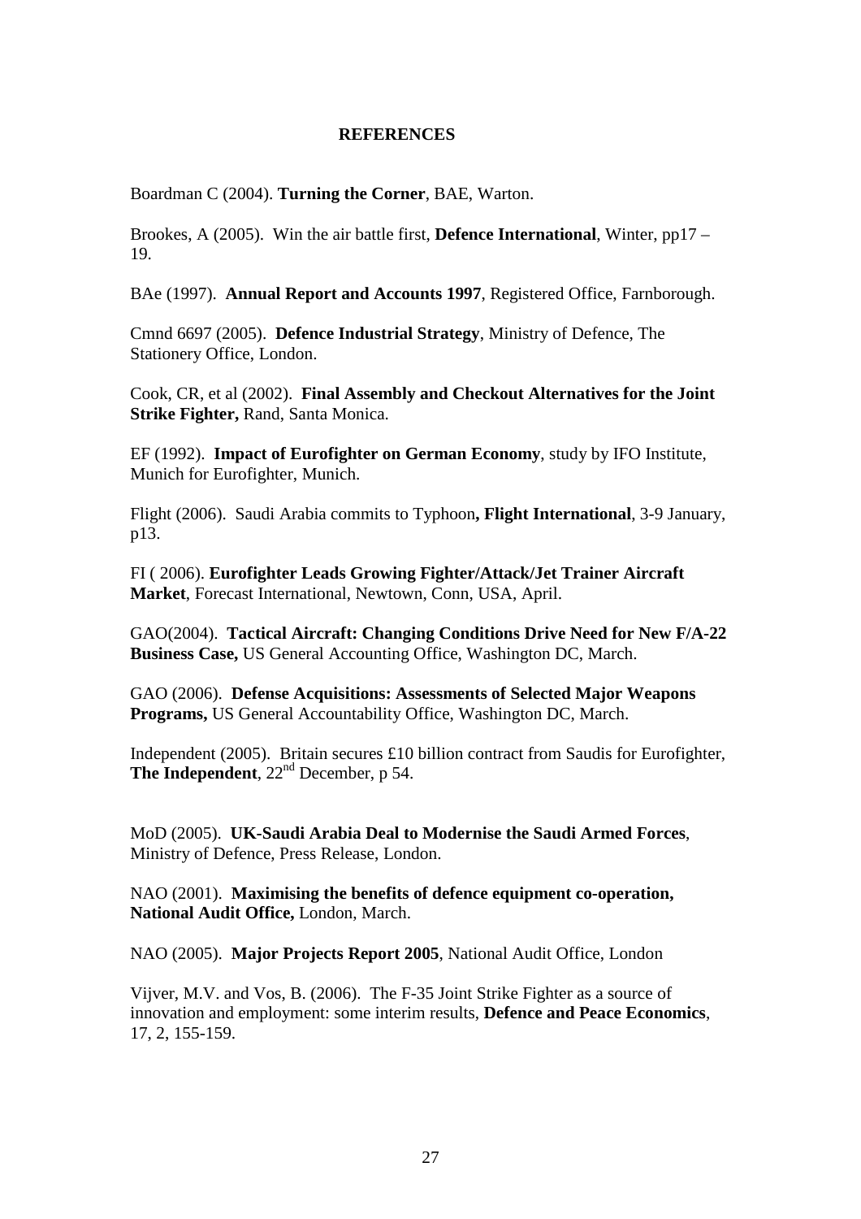## REFERENCES

Boardman C (2004). **Turning the Corner**, BAE, Warton.

Brookes, A (2005). Win the air battle first, **Defence International**, Winter, pp17 – 19.

BAe (1997). **Annual Report and Accounts 1997**, Registered Office, Farnborough.

Cmnd 6697 (2005). **Defence Industrial Strategy**, Ministry of Defence, The Stationery Office, London.

Cook, CR, et al (2002). **Final Assembly and Checkout Alternatives for the Joint Strike Fighter,** Rand, Santa Monica.

EF (1992). **Impact of Eurofighter on German Economy**, study by IFO Institute, Munich for Eurofighter, Munich.

Flight (2006). Saudi Arabia commits to Typhoon**, Flight International**, 3-9 January, p13.

FI ( 2006). **Eurofighter Leads Growing Fighter/Attack/Jet Trainer Aircraft Market**, Forecast International, Newtown, Conn, USA, April.

GAO(2004). **Tactical Aircraft: Changing Conditions Drive Need for New F/A-22 Business Case,** US General Accounting Office, Washington DC, March.

GAO (2006). **Defense Acquisitions: Assessments of Selected Major Weapons Programs,** US General Accountability Office, Washington DC, March.

Independent (2005). Britain secures £10 billion contract from Saudis for Eurofighter, **The Independent**, 22nd December, p 54.

MoD (2005). **UK-Saudi Arabia Deal to Modernise the Saudi Armed Forces**, Ministry of Defence, Press Release, London.

NAO (2001). **Maximising the benefits of defence equipment co-operation, National Audit Office,** London, March.

NAO (2005). **Major Projects Report 2005**, National Audit Office, London

Vijver, M.V. and Vos, B. (2006). The F-35 Joint Strike Fighter as a source of innovation and employment: some interim results, **Defence and Peace Economics**, 17, 2, 155-159.